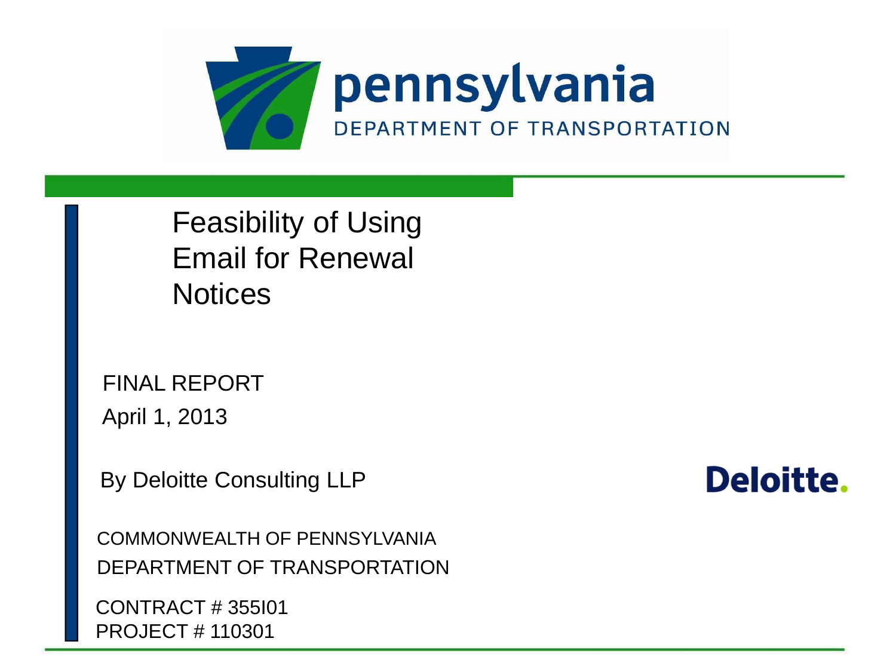pennsylvania
DEPARTMENT OF TRANSPORTATION

# Feasibility of Using Email for Renewal Notices

FINAL REPORT

April 1, 2013

By Deloitte Consulting LLP

Deloitte.

COMMONWEALTH OF PENNSYLVANIA
DEPARTMENT OF TRANSPORTATION

CONTRACT # 355I01
PROJECT # 110301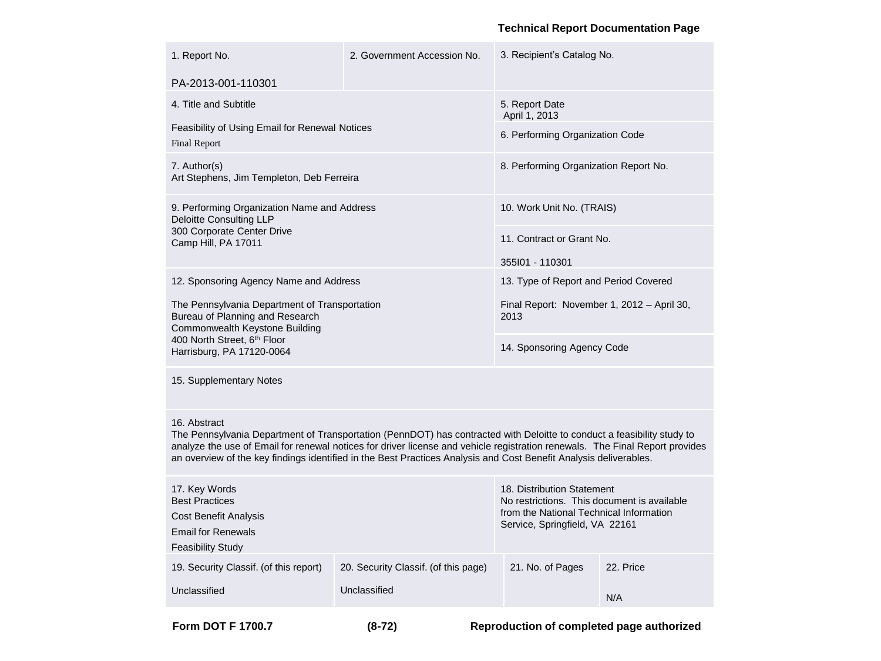**Technical Report Documentation Page**

| 1. Report No. | 2. Government Accession No. | 3. Recipient's Catalog No. |
|---|---|---|
| PA-2013-001-110301 | | |
| 4. Title and Subtitle<br>Feasibility of Using Email for Renewal Notices<br>Final Report | | 5. Report Date<br>April 1, 2013<br>6. Performing Organization Code |
| 7. Author(s)<br>Art Stephens, Jim Templeton, Deb Ferreira | | 8. Performing Organization Report No. |
| 9. Performing Organization Name and Address<br>Deloitte Consulting LLP<br>300 Corporate Center Drive<br>Camp Hill, PA 17011 | | 10. Work Unit No. (TRAIS)<br>11. Contract or Grant No.<br>355I01 - 110301 |
| 12. Sponsoring Agency Name and Address<br>The Pennsylvania Department of Transportation<br>Bureau of Planning and Research<br>Commonwealth Keystone Building<br>400 North Street, 6th Floor<br>Harrisburg, PA 17120-0064 | | 13. Type of Report and Period Covered<br>Final Report: November 1, 2012 – April 30, 2013<br>14. Sponsoring Agency Code |

15. Supplementary Notes

16. Abstract
The Pennsylvania Department of Transportation (PennDOT) has contracted with Deloitte to conduct a feasibility study to analyze the use of Email for renewal notices for driver license and vehicle registration renewals. The Final Report provides an overview of the key findings identified in the Best Practices Analysis and Cost Benefit Analysis deliverables.

| 17. Key Words | 18. Distribution Statement |
|---|---|
| Best Practices<br>Cost Benefit Analysis<br>Email for Renewals<br>Feasibility Study | No restrictions. This document is available from the National Technical Information Service, Springfield, VA 22161 |

| 19. Security Classif. (of this report) | 20. Security Classif. (of this page) | 21. No. of Pages | 22. Price |
|---|---|---|---|
| Unclassified | Unclassified | | N/A |

**Form DOT F 1700.7** **(8-72)** **Reproduction of completed page authorized**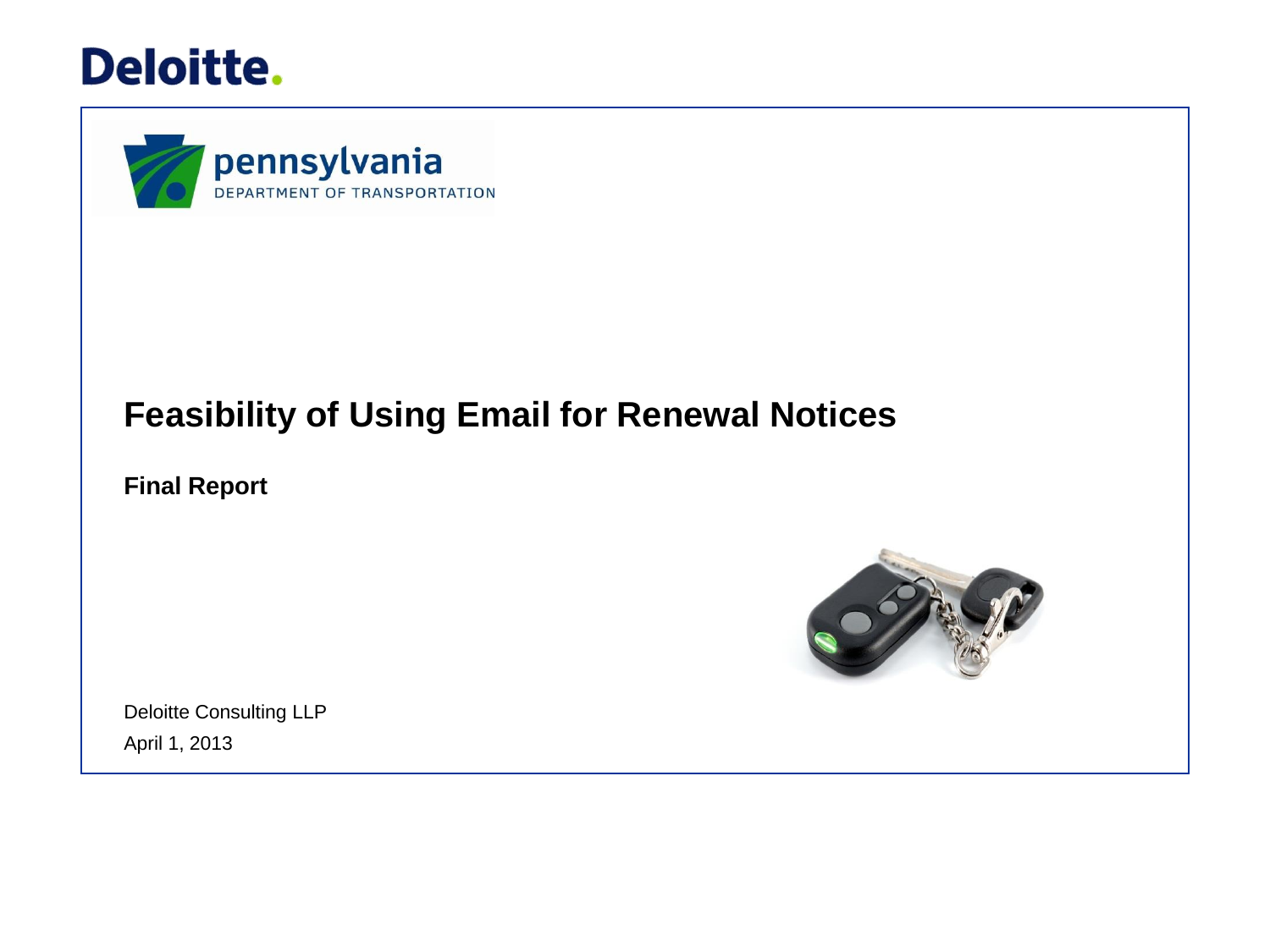Deloitte.

pennsylvania
DEPARTMENT OF TRANSPORTATION

# Feasibility of Using Email for Renewal Notices

**Final Report**

Deloitte Consulting LLP

April 1, 2013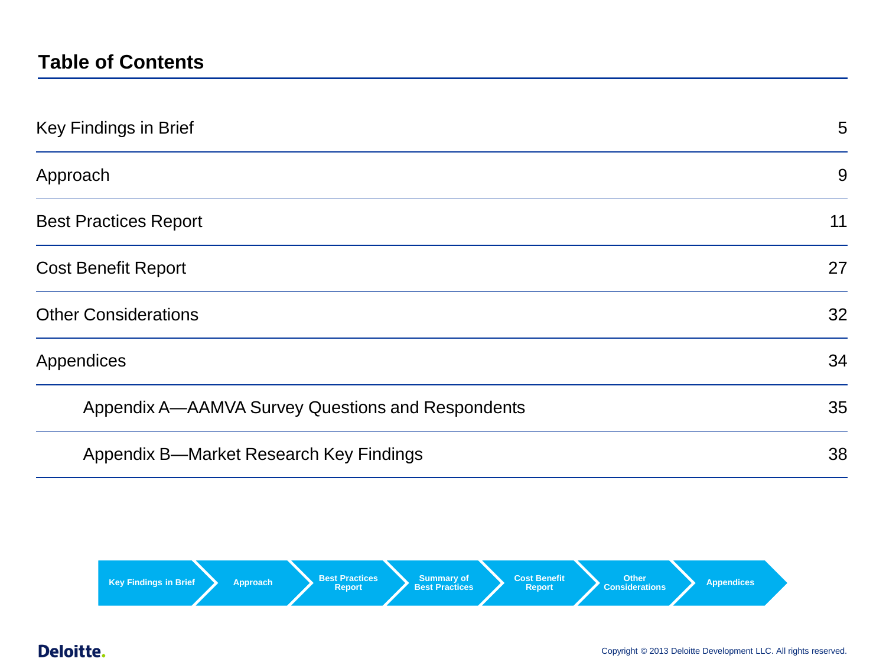# Table of Contents

| | |
|---|---|
| Key Findings in Brief | 5 |
| Approach | 9 |
| Best Practices Report | 11 |
| Cost Benefit Report | 27 |
| Other Considerations | 32 |
| Appendices | 34 |
| Appendix A—AAMVA Survey Questions and Respondents | 35 |
| Appendix B—Market Research Key Findings | 38 |

Key Findings in Brief > Approach > Best Practices Report > Summary of Best Practices > Cost Benefit Report > Other Considerations > Appendices

Copyright © 2013 Deloitte Development LLC. All rights reserved.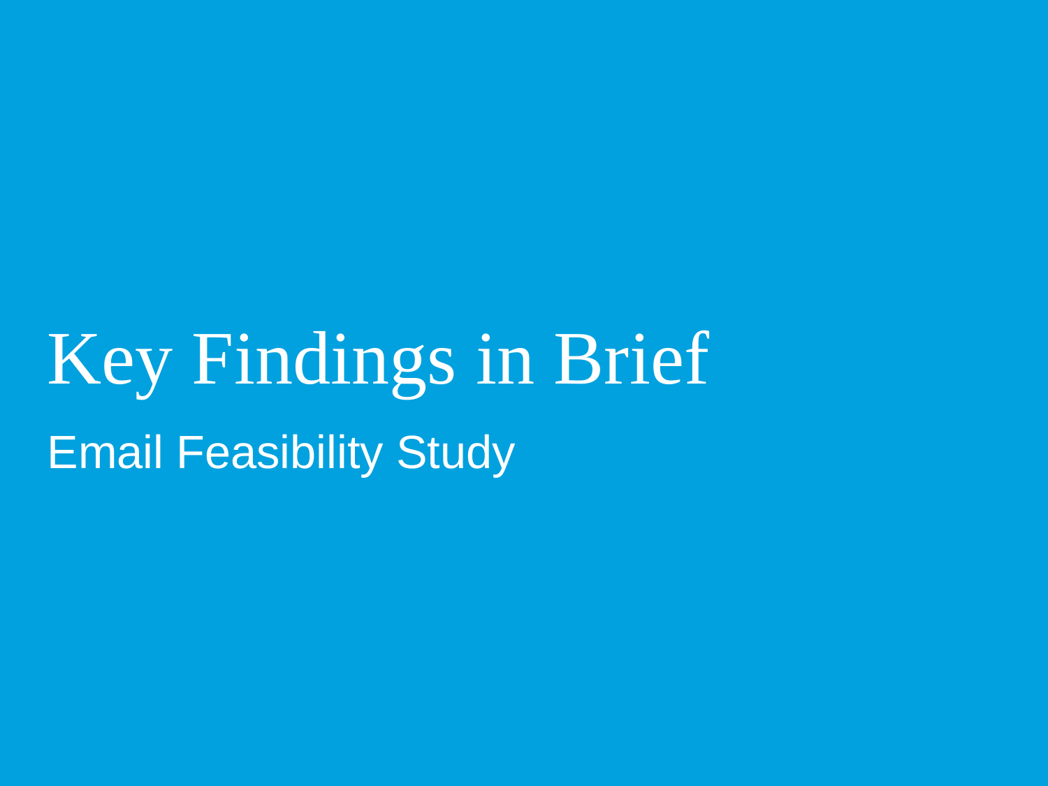# Key Findings in Brief

Email Feasibility Study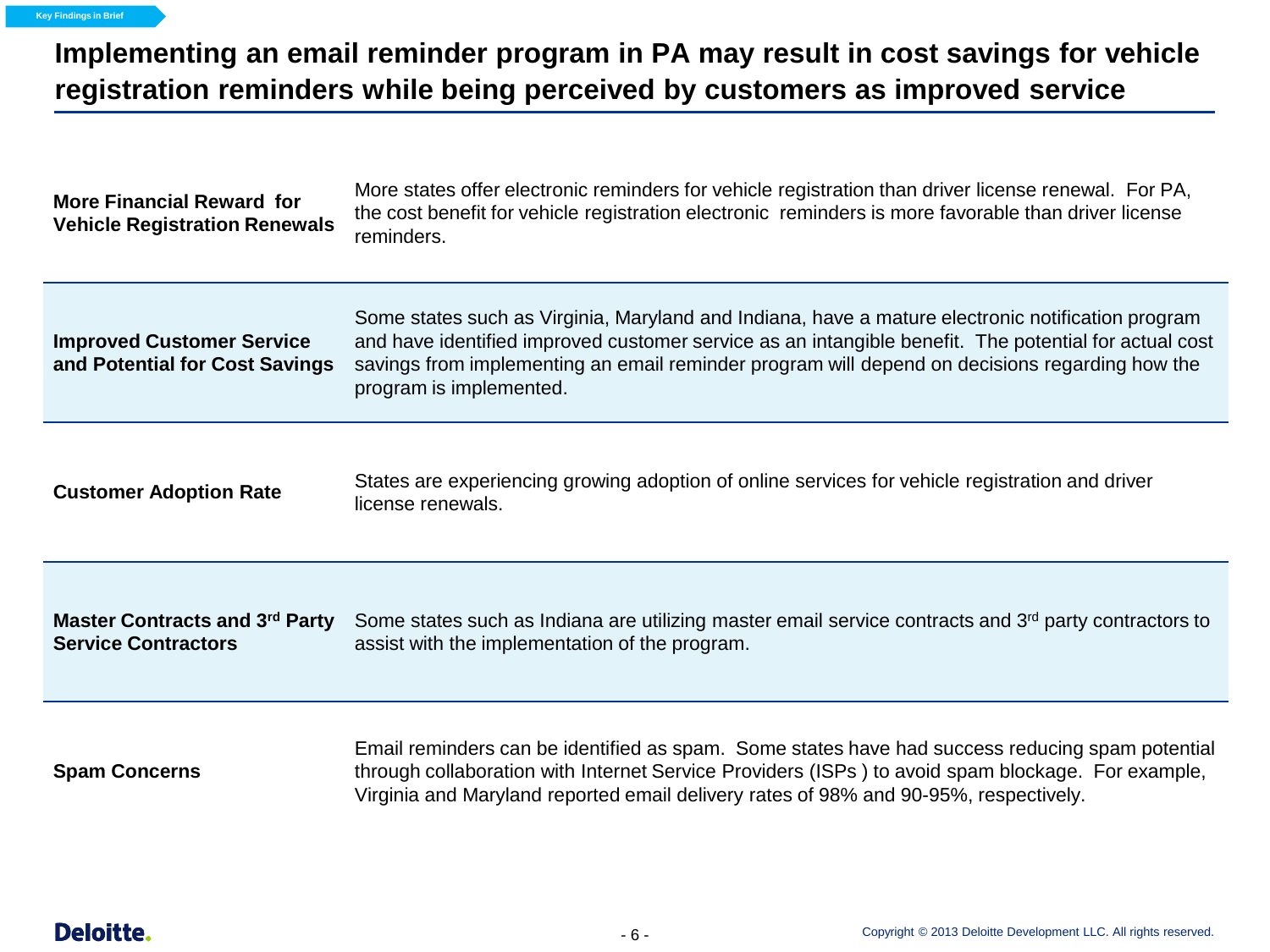Key Findings in Brief

# Implementing an email reminder program in PA may result in cost savings for vehicle registration reminders while being perceived by customers as improved service

| | |
|---|---|
| **More Financial Reward for Vehicle Registration Renewals** | More states offer electronic reminders for vehicle registration than driver license renewal. For PA, the cost benefit for vehicle registration electronic reminders is more favorable than driver license reminders. |
| **Improved Customer Service and Potential for Cost Savings** | Some states such as Virginia, Maryland and Indiana, have a mature electronic notification program and have identified improved customer service as an intangible benefit. The potential for actual cost savings from implementing an email reminder program will depend on decisions regarding how the program is implemented. |
| **Customer Adoption Rate** | States are experiencing growing adoption of online services for vehicle registration and driver license renewals. |
| **Master Contracts and 3rd Party Service Contractors** | Some states such as Indiana are utilizing master email service contracts and 3rd party contractors to assist with the implementation of the program. |
| **Spam Concerns** | Email reminders can be identified as spam. Some states have had success reducing spam potential through collaboration with Internet Service Providers (ISPs ) to avoid spam blockage. For example, Virginia and Maryland reported email delivery rates of 98% and 90-95%, respectively. |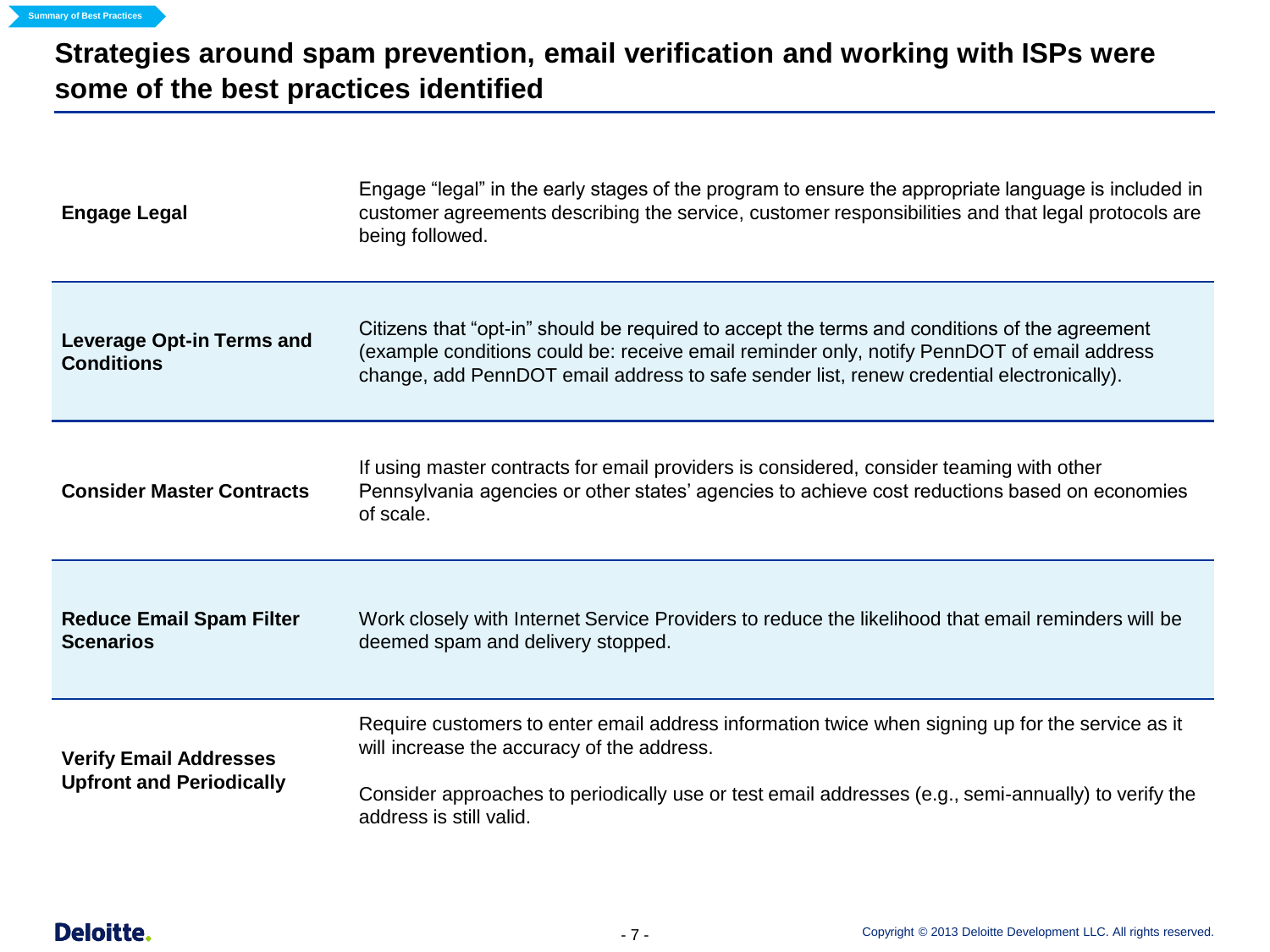## Strategies around spam prevention, email verification and working with ISPs were some of the best practices identified

| | |
|---|---|
| **Engage Legal** | Engage "legal" in the early stages of the program to ensure the appropriate language is included in customer agreements describing the service, customer responsibilities and that legal protocols are being followed. |
| **Leverage Opt-in Terms and Conditions** | Citizens that "opt-in" should be required to accept the terms and conditions of the agreement (example conditions could be: receive email reminder only, notify PennDOT of email address change, add PennDOT email address to safe sender list, renew credential electronically). |
| **Consider Master Contracts** | If using master contracts for email providers is considered, consider teaming with other Pennsylvania agencies or other states' agencies to achieve cost reductions based on economies of scale. |
| **Reduce Email Spam Filter Scenarios** | Work closely with Internet Service Providers to reduce the likelihood that email reminders will be deemed spam and delivery stopped. |
| **Verify Email Addresses Upfront and Periodically** | Require customers to enter email address information twice when signing up for the service as it will increase the accuracy of the address. <br><br> Consider approaches to periodically use or test email addresses (e.g., semi-annually) to verify the address is still valid. |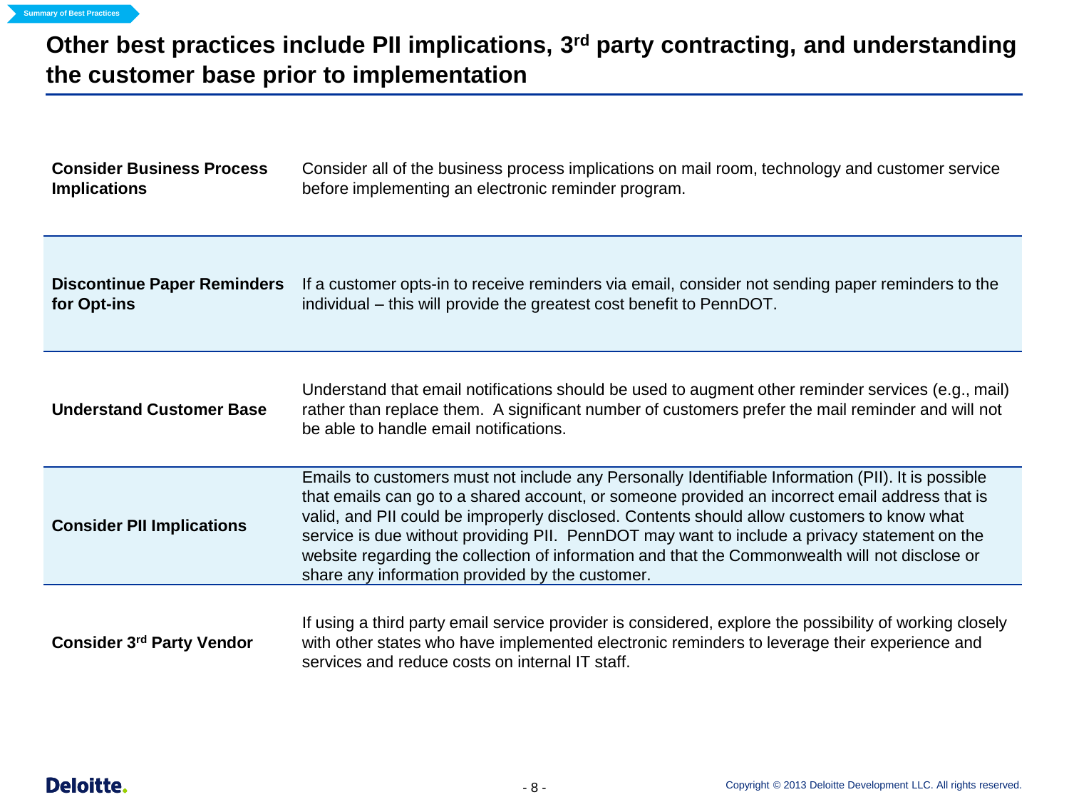# Other best practices include PII implications, 3rd party contracting, and understanding the customer base prior to implementation

| | |
|---|---|
| **Consider Business Process Implications** | Consider all of the business process implications on mail room, technology and customer service before implementing an electronic reminder program. |
| **Discontinue Paper Reminders for Opt-ins** | If a customer opts-in to receive reminders via email, consider not sending paper reminders to the individual – this will provide the greatest cost benefit to PennDOT. |
| **Understand Customer Base** | Understand that email notifications should be used to augment other reminder services (e.g., mail) rather than replace them. A significant number of customers prefer the mail reminder and will not be able to handle email notifications. |
| **Consider PII Implications** | Emails to customers must not include any Personally Identifiable Information (PII). It is possible that emails can go to a shared account, or someone provided an incorrect email address that is valid, and PII could be improperly disclosed. Contents should allow customers to know what service is due without providing PII. PennDOT may want to include a privacy statement on the website regarding the collection of information and that the Commonwealth will not disclose or share any information provided by the customer. |
| **Consider 3rd Party Vendor** | If using a third party email service provider is considered, explore the possibility of working closely with other states who have implemented electronic reminders to leverage their experience and services and reduce costs on internal IT staff. |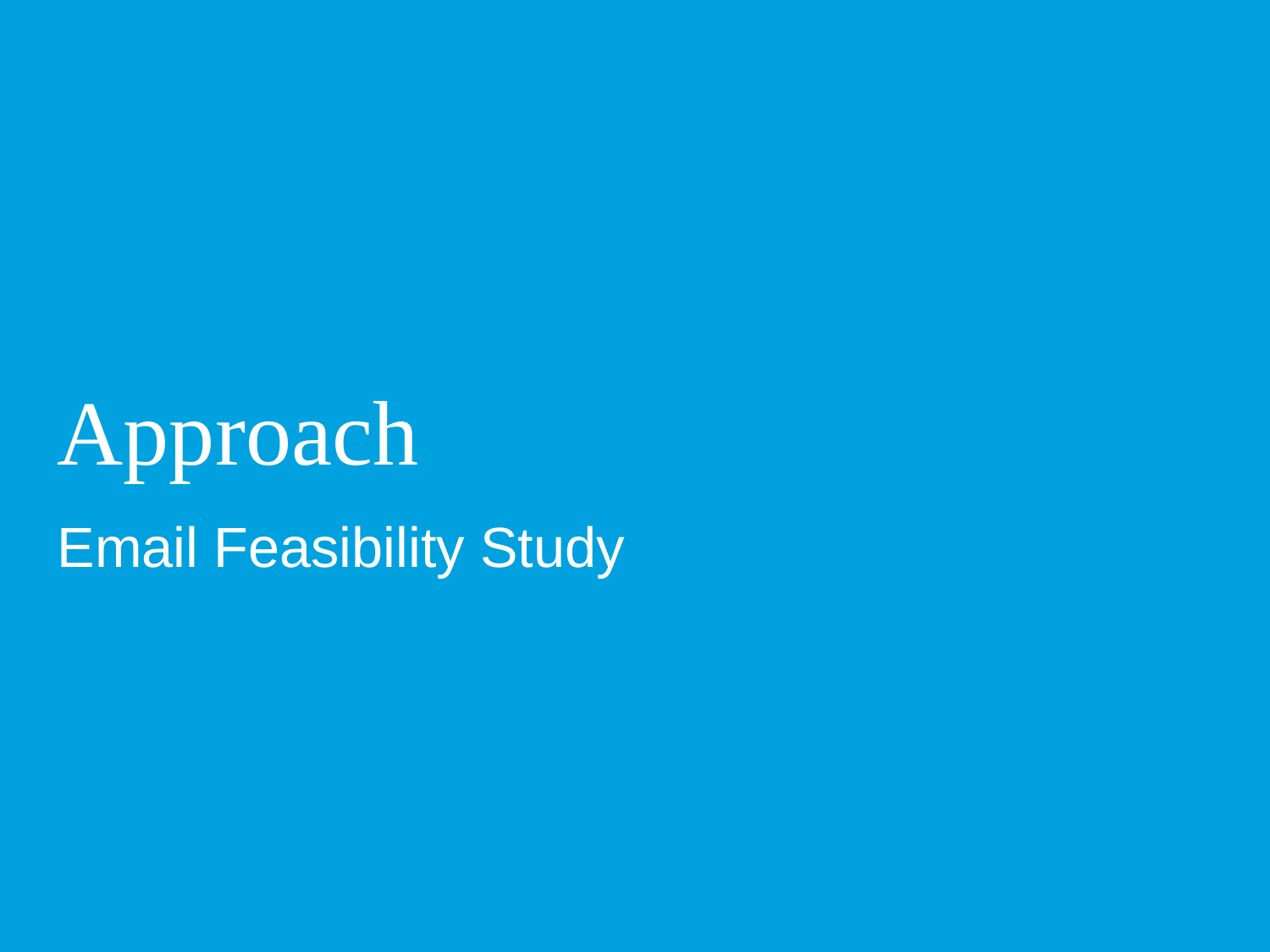# Approach

Email Feasibility Study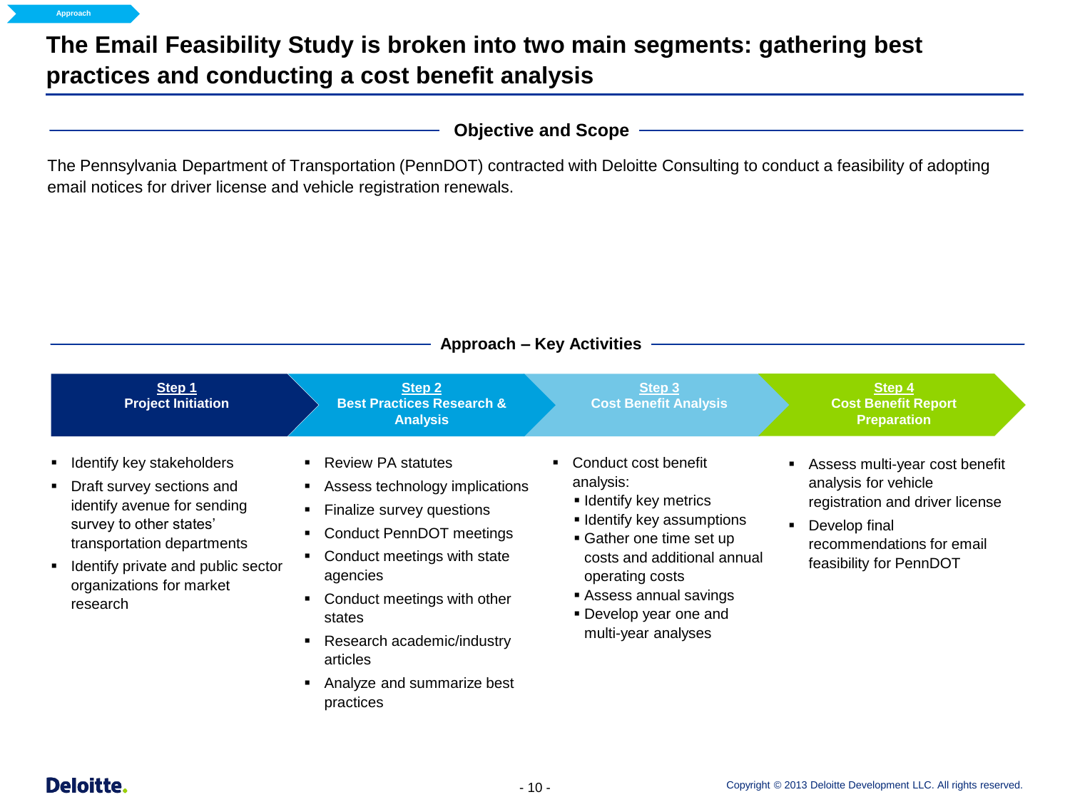# The Email Feasibility Study is broken into two main segments: gathering best practices and conducting a cost benefit analysis

## Objective and Scope

The Pennsylvania Department of Transportation (PennDOT) contracted with Deloitte Consulting to conduct a feasibility of adopting email notices for driver license and vehicle registration renewals.

## Approach – Key Activities

### Step 1 – Project Initiation

- Identify key stakeholders
- Draft survey sections and identify avenue for sending survey to other states' transportation departments
- Identify private and public sector organizations for market research

### Step 2 – Best Practices Research & Analysis

- Review PA statutes
- Assess technology implications
- Finalize survey questions
- Conduct PennDOT meetings
- Conduct meetings with state agencies
- Conduct meetings with other states
- Research academic/industry articles
- Analyze and summarize best practices

### Step 3 – Cost Benefit Analysis

- Conduct cost benefit analysis:
  - Identify key metrics
  - Identify key assumptions
  - Gather one time set up costs and additional annual operating costs
  - Assess annual savings
  - Develop year one and multi-year analyses

### Step 4 – Cost Benefit Report Preparation

- Assess multi-year cost benefit analysis for vehicle registration and driver license
- Develop final recommendations for email feasibility for PennDOT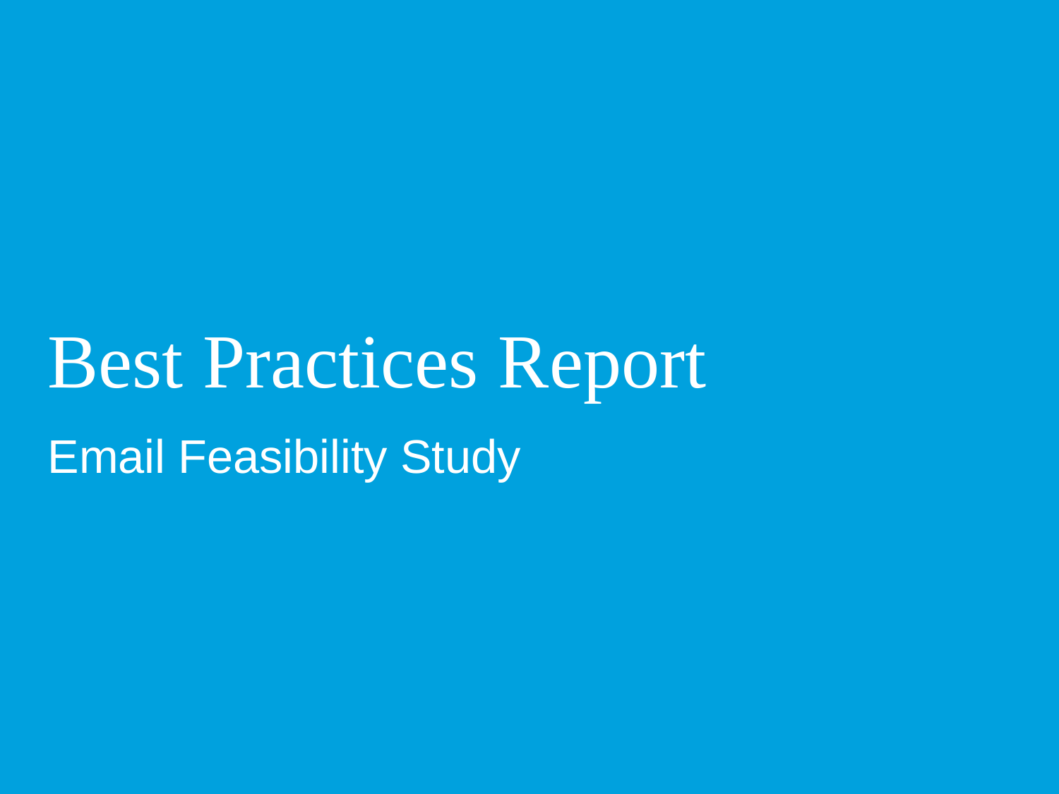# Best Practices Report

Email Feasibility Study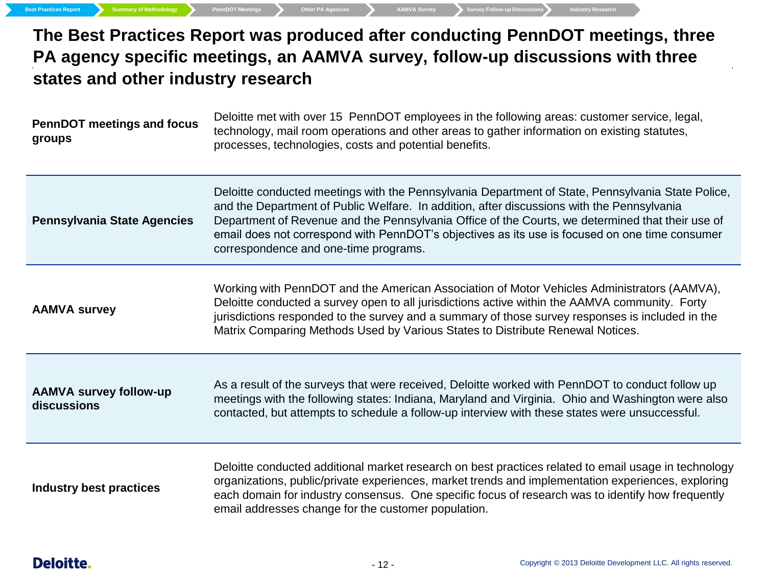# The Best Practices Report was produced after conducting PennDOT meetings, three PA agency specific meetings, an AAMVA survey, follow-up discussions with three states and other industry research

| | |
|---|---|
| **PennDOT meetings and focus groups** | Deloitte met with over 15 PennDOT employees in the following areas: customer service, legal, technology, mail room operations and other areas to gather information on existing statutes, processes, technologies, costs and potential benefits. |
| **Pennsylvania State Agencies** | Deloitte conducted meetings with the Pennsylvania Department of State, Pennsylvania State Police, and the Department of Public Welfare. In addition, after discussions with the Pennsylvania Department of Revenue and the Pennsylvania Office of the Courts, we determined that their use of email does not correspond with PennDOT's objectives as its use is focused on one time consumer correspondence and one-time programs. |
| **AAMVA survey** | Working with PennDOT and the American Association of Motor Vehicles Administrators (AAMVA), Deloitte conducted a survey open to all jurisdictions active within the AAMVA community. Forty jurisdictions responded to the survey and a summary of those survey responses is included in the Matrix Comparing Methods Used by Various States to Distribute Renewal Notices. |
| **AAMVA survey follow-up discussions** | As a result of the surveys that were received, Deloitte worked with PennDOT to conduct follow up meetings with the following states: Indiana, Maryland and Virginia. Ohio and Washington were also contacted, but attempts to schedule a follow-up interview with these states were unsuccessful. |
| **Industry best practices** | Deloitte conducted additional market research on best practices related to email usage in technology organizations, public/private experiences, market trends and implementation experiences, exploring each domain for industry consensus. One specific focus of research was to identify how frequently email addresses change for the customer population. |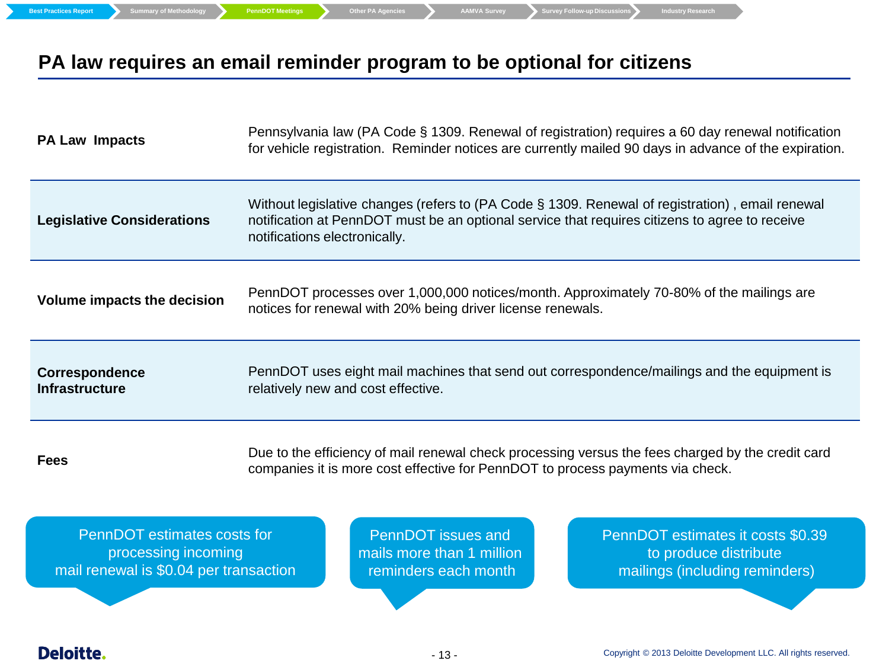Best Practices Report | Summary of Methodology | PennDOT Meetings | Other PA Agencies | AAMVA Survey | Survey Follow-up Discussions | Industry Research

# PA law requires an email reminder program to be optional for citizens

| | |
|---|---|
| **PA Law Impacts** | Pennsylvania law (PA Code § 1309. Renewal of registration) requires a 60 day renewal notification for vehicle registration. Reminder notices are currently mailed 90 days in advance of the expiration. |
| **Legislative Considerations** | Without legislative changes (refers to (PA Code § 1309. Renewal of registration) , email renewal notification at PennDOT must be an optional service that requires citizens to agree to receive notifications electronically. |
| **Volume impacts the decision** | PennDOT processes over 1,000,000 notices/month. Approximately 70-80% of the mailings are notices for renewal with 20% being driver license renewals. |
| **Correspondence Infrastructure** | PennDOT uses eight mail machines that send out correspondence/mailings and the equipment is relatively new and cost effective. |
| **Fees** | Due to the efficiency of mail renewal check processing versus the fees charged by the credit card companies it is more cost effective for PennDOT to process payments via check. |

PennDOT estimates costs for processing incoming mail renewal is $0.04 per transaction

PennDOT issues and mails more than 1 million reminders each month

PennDOT estimates it costs $0.39 to produce distribute mailings (including reminders)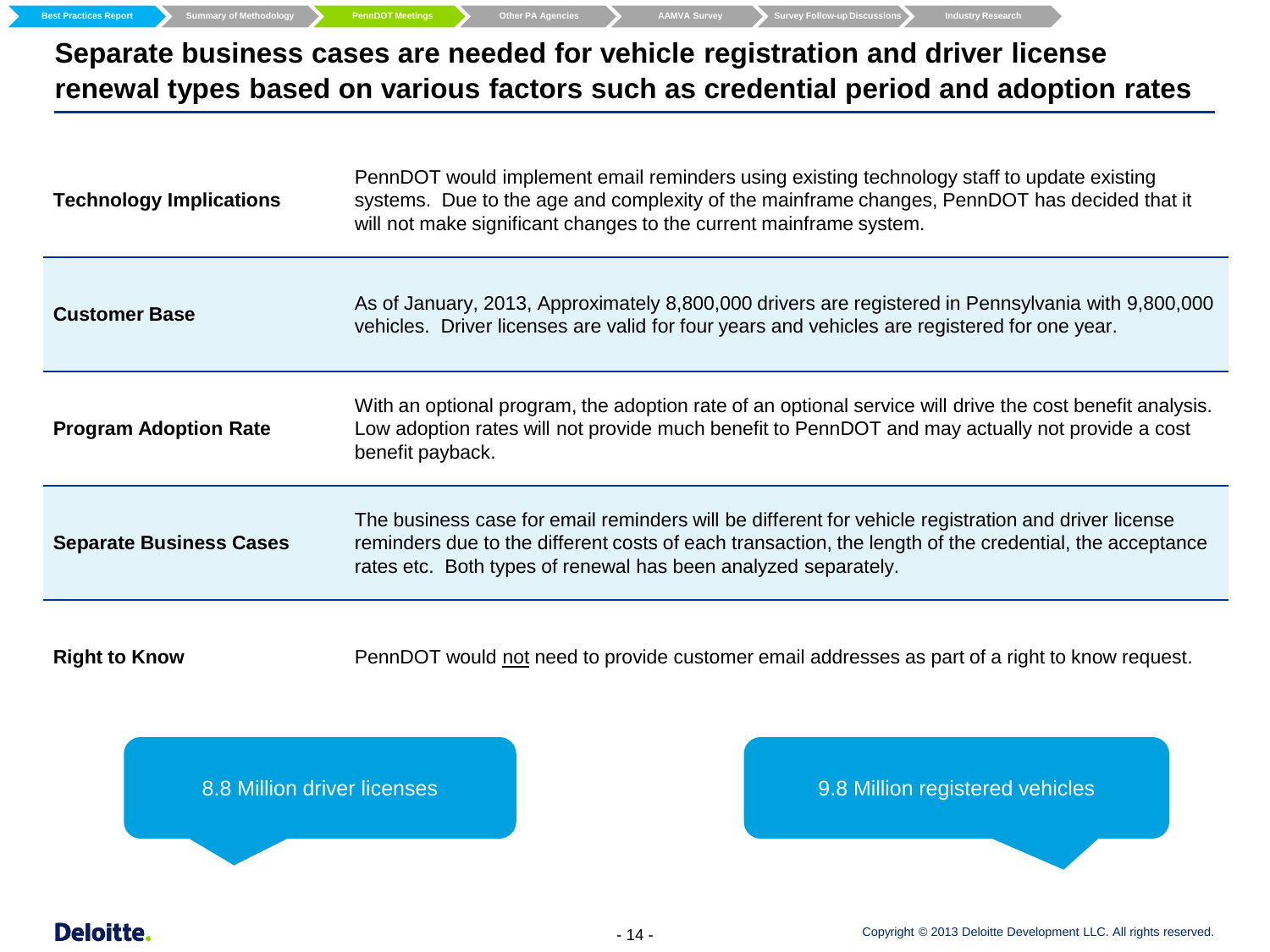# Separate business cases are needed for vehicle registration and driver license renewal types based on various factors such as credential period and adoption rates

| | |
|---|---|
| **Technology Implications** | PennDOT would implement email reminders using existing technology staff to update existing systems. Due to the age and complexity of the mainframe changes, PennDOT has decided that it will not make significant changes to the current mainframe system. |
| **Customer Base** | As of January, 2013, Approximately 8,800,000 drivers are registered in Pennsylvania with 9,800,000 vehicles. Driver licenses are valid for four years and vehicles are registered for one year. |
| **Program Adoption Rate** | With an optional program, the adoption rate of an optional service will drive the cost benefit analysis. Low adoption rates will not provide much benefit to PennDOT and may actually not provide a cost benefit payback. |
| **Separate Business Cases** | The business case for email reminders will be different for vehicle registration and driver license reminders due to the different costs of each transaction, the length of the credential, the acceptance rates etc. Both types of renewal has been analyzed separately. |
| **Right to Know** | PennDOT would <u>not</u> need to provide customer email addresses as part of a right to know request. |

8.8 Million driver licenses

9.8 Million registered vehicles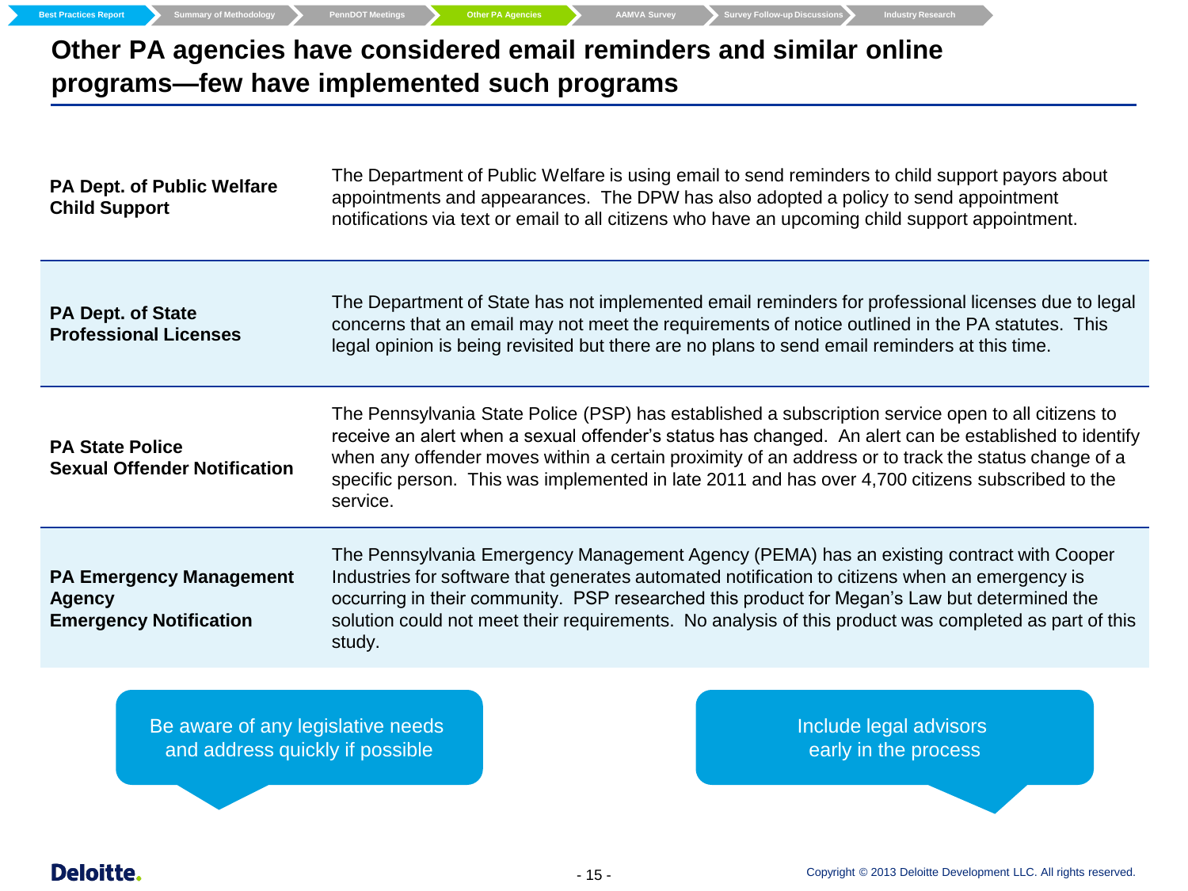# Other PA agencies have considered email reminders and similar online programs—few have implemented such programs

| | |
|---|---|
| **PA Dept. of Public Welfare Child Support** | The Department of Public Welfare is using email to send reminders to child support payors about appointments and appearances. The DPW has also adopted a policy to send appointment notifications via text or email to all citizens who have an upcoming child support appointment. |
| **PA Dept. of State Professional Licenses** | The Department of State has not implemented email reminders for professional licenses due to legal concerns that an email may not meet the requirements of notice outlined in the PA statutes. This legal opinion is being revisited but there are no plans to send email reminders at this time. |
| **PA State Police Sexual Offender Notification** | The Pennsylvania State Police (PSP) has established a subscription service open to all citizens to receive an alert when a sexual offender's status has changed. An alert can be established to identify when any offender moves within a certain proximity of an address or to track the status change of a specific person. This was implemented in late 2011 and has over 4,700 citizens subscribed to the service. |
| **PA Emergency Management Agency Emergency Notification** | The Pennsylvania Emergency Management Agency (PEMA) has an existing contract with Cooper Industries for software that generates automated notification to citizens when an emergency is occurring in their community. PSP researched this product for Megan's Law but determined the solution could not meet their requirements. No analysis of this product was completed as part of this study. |

Be aware of any legislative needs and address quickly if possible

Include legal advisors early in the process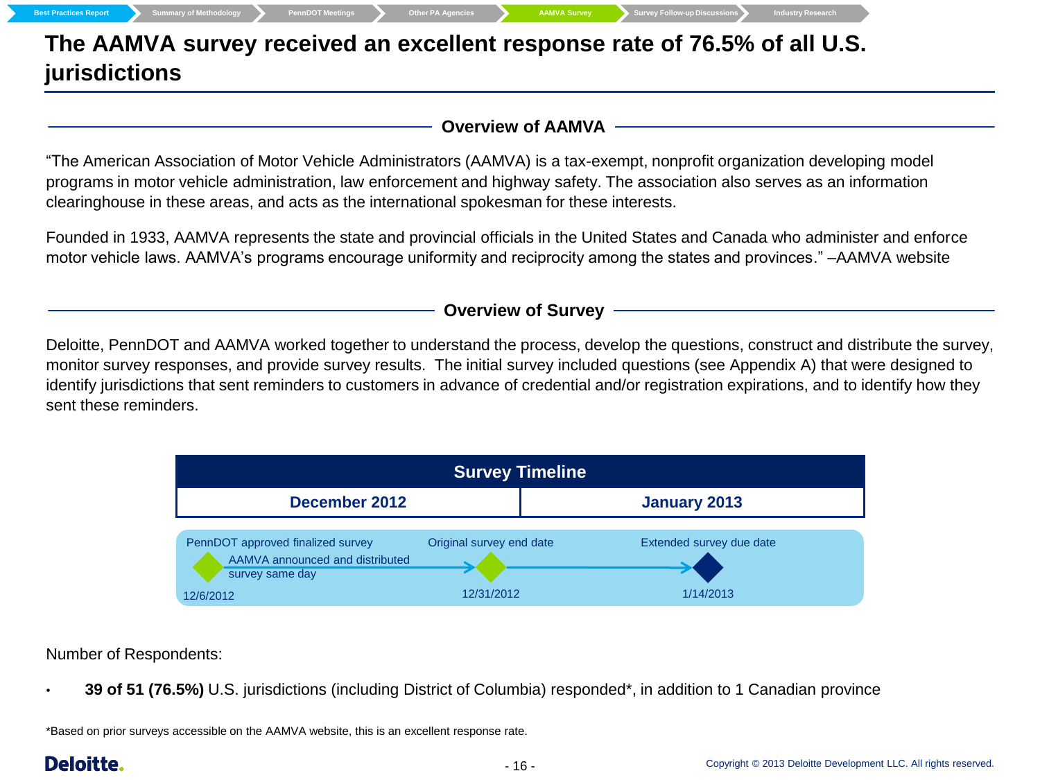# The AAMVA survey received an excellent response rate of 76.5% of all U.S. jurisdictions

## Overview of AAMVA

"The American Association of Motor Vehicle Administrators (AAMVA) is a tax-exempt, nonprofit organization developing model programs in motor vehicle administration, law enforcement and highway safety. The association also serves as an information clearinghouse in these areas, and acts as the international spokesman for these interests.

Founded in 1933, AAMVA represents the state and provincial officials in the United States and Canada who administer and enforce motor vehicle laws. AAMVA's programs encourage uniformity and reciprocity among the states and provinces." –AAMVA website

## Overview of Survey

Deloitte, PennDOT and AAMVA worked together to understand the process, develop the questions, construct and distribute the survey, monitor survey responses, and provide survey results. The initial survey included questions (see Appendix A) that were designed to identify jurisdictions that sent reminders to customers in advance of credential and/or registration expirations, and to identify how they sent these reminders.

**Survey Timeline**

| December 2012 | | January 2013 |
|---|---|---|
| 12/6/2012 – PennDOT approved finalized survey; AAMVA announced and distributed survey same day | 12/31/2012 – Original survey end date | 1/14/2013 – Extended survey due date |

Number of Respondents:

- **39 of 51 (76.5%)** U.S. jurisdictions (including District of Columbia) responded*, in addition to 1 Canadian province

*Based on prior surveys accessible on the AAMVA website, this is an excellent response rate.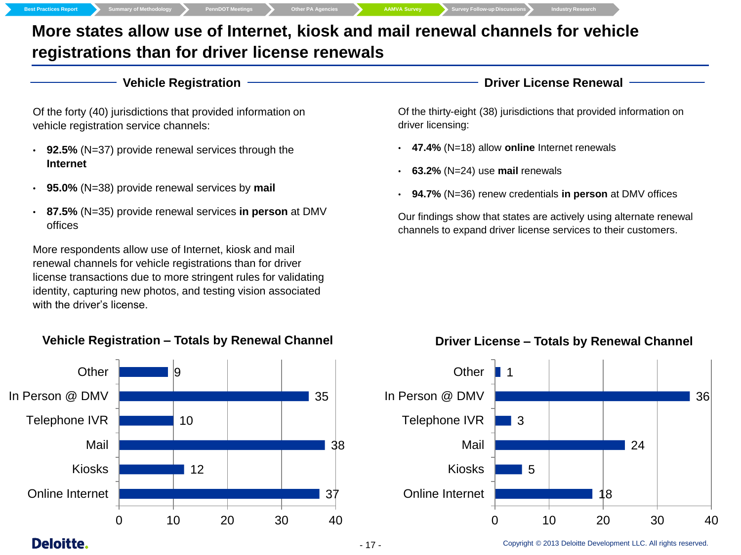# More states allow use of Internet, kiosk and mail renewal channels for vehicle registrations than for driver license renewals

## Vehicle Registration

Of the forty (40) jurisdictions that provided information on vehicle registration service channels:

- **92.5%** (N=37) provide renewal services through the **Internet**
- **95.0%** (N=38) provide renewal services by **mail**
- **87.5%** (N=35) provide renewal services **in person** at DMV offices

More respondents allow use of Internet, kiosk and mail renewal channels for vehicle registrations than for driver license transactions due to more stringent rules for validating identity, capturing new photos, and testing vision associated with the driver's license.

### Vehicle Registration – Totals by Renewal Channel

| Channel | Total |
| --- | --- |
| Other | 9 |
| In Person @ DMV | 35 |
| Telephone IVR | 10 |
| Mail | 38 |
| Kiosks | 12 |
| Online Internet | 37 |

## Driver License Renewal

Of the thirty-eight (38) jurisdictions that provided information on driver licensing:

- **47.4%** (N=18) allow **online** Internet renewals
- **63.2%** (N=24) use **mail** renewals
- **94.7%** (N=36) renew credentials **in person** at DMV offices

Our findings show that states are actively using alternate renewal channels to expand driver license services to their customers.

### Driver License – Totals by Renewal Channel

| Channel | Total |
| --- | --- |
| Other | 1 |
| In Person @ DMV | 36 |
| Telephone IVR | 3 |
| Mail | 24 |
| Kiosks | 5 |
| Online Internet | 18 |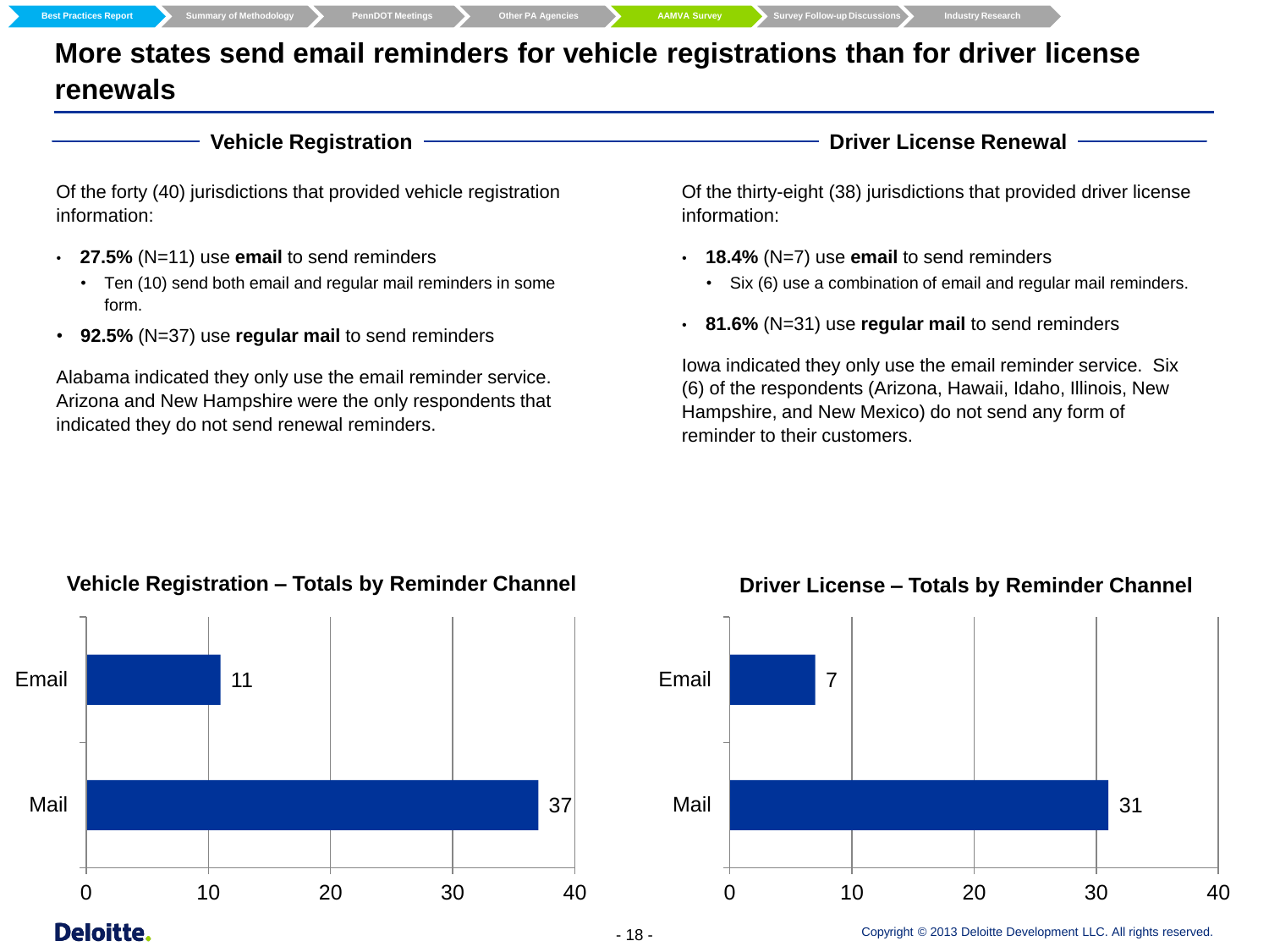# More states send email reminders for vehicle registrations than for driver license renewals

## Vehicle Registration

Of the forty (40) jurisdictions that provided vehicle registration information:

- **27.5%** (N=11) use **email** to send reminders
  - Ten (10) send both email and regular mail reminders in some form.
- **92.5%** (N=37) use **regular mail** to send reminders

Alabama indicated they only use the email reminder service. Arizona and New Hampshire were the only respondents that indicated they do not send renewal reminders.

## Driver License Renewal

Of the thirty-eight (38) jurisdictions that provided driver license information:

- **18.4%** (N=7) use **email** to send reminders
  - Six (6) use a combination of email and regular mail reminders.
- **81.6%** (N=31) use **regular mail** to send reminders

Iowa indicated they only use the email reminder service. Six (6) of the respondents (Arizona, Hawaii, Idaho, Illinois, New Hampshire, and New Mexico) do not send any form of reminder to their customers.

### Vehicle Registration – Totals by Reminder Channel

| Channel | Total |
|---|---|
| Email | 11 |
| Mail | 37 |

### Driver License – Totals by Reminder Channel

| Channel | Total |
|---|---|
| Email | 7 |
| Mail | 31 |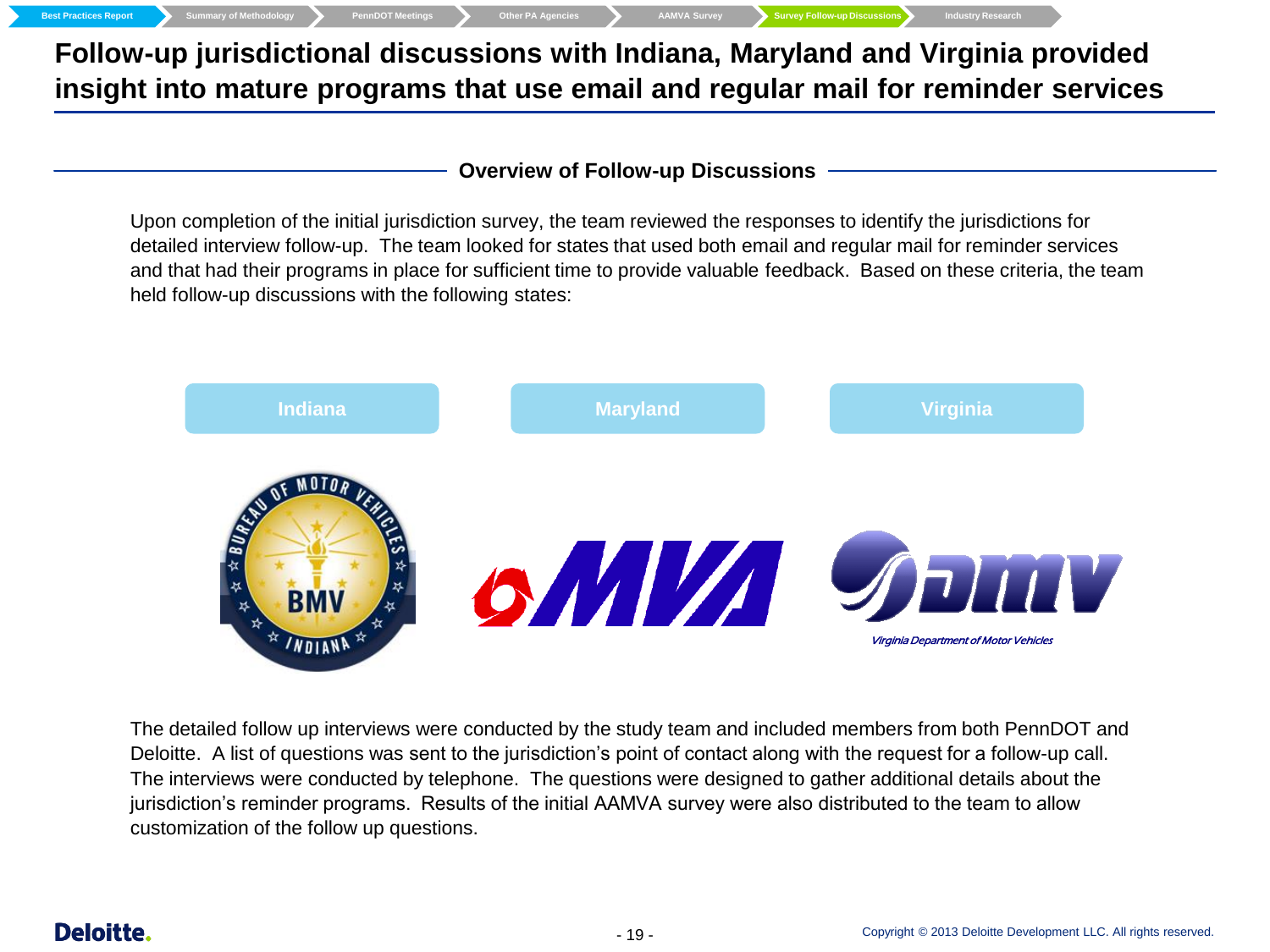# Follow-up jurisdictional discussions with Indiana, Maryland and Virginia provided insight into mature programs that use email and regular mail for reminder services

## Overview of Follow-up Discussions

Upon completion of the initial jurisdiction survey, the team reviewed the responses to identify the jurisdictions for detailed interview follow-up. The team looked for states that used both email and regular mail for reminder services and that had their programs in place for sufficient time to provide valuable feedback. Based on these criteria, the team held follow-up discussions with the following states:

- Indiana
- Maryland
- Virginia

The detailed follow up interviews were conducted by the study team and included members from both PennDOT and Deloitte. A list of questions was sent to the jurisdiction's point of contact along with the request for a follow-up call. The interviews were conducted by telephone. The questions were designed to gather additional details about the jurisdiction's reminder programs. Results of the initial AAMVA survey were also distributed to the team to allow customization of the follow up questions.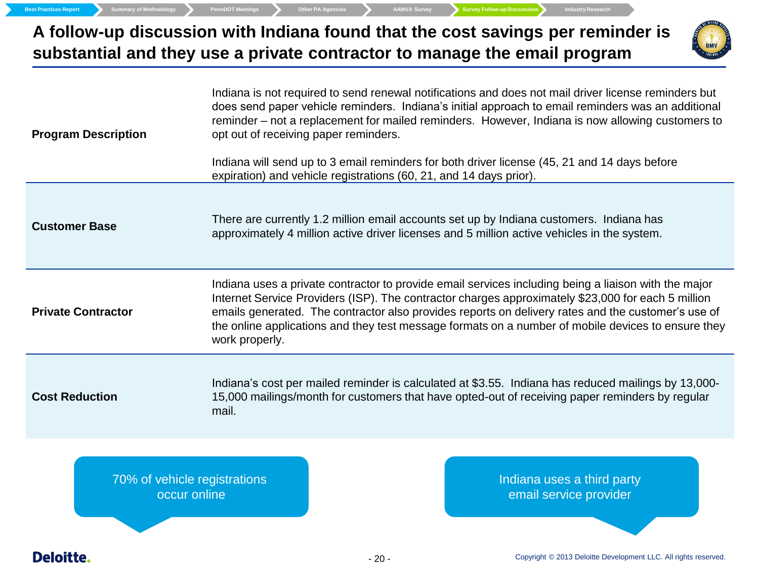# A follow-up discussion with Indiana found that the cost savings per reminder is substantial and they use a private contractor to manage the email program

| | |
|---|---|
| **Program Description** | Indiana is not required to send renewal notifications and does not mail driver license reminders but does send paper vehicle reminders. Indiana's initial approach to email reminders was an additional reminder – not a replacement for mailed reminders. However, Indiana is now allowing customers to opt out of receiving paper reminders.<br><br>Indiana will send up to 3 email reminders for both driver license (45, 21 and 14 days before expiration) and vehicle registrations (60, 21, and 14 days prior). |
| **Customer Base** | There are currently 1.2 million email accounts set up by Indiana customers. Indiana has approximately 4 million active driver licenses and 5 million active vehicles in the system. |
| **Private Contractor** | Indiana uses a private contractor to provide email services including being a liaison with the major Internet Service Providers (ISP). The contractor charges approximately $23,000 for each 5 million emails generated. The contractor also provides reports on delivery rates and the customer's use of the online applications and they test message formats on a number of mobile devices to ensure they work properly. |
| **Cost Reduction** | Indiana's cost per mailed reminder is calculated at $3.55. Indiana has reduced mailings by 13,000-15,000 mailings/month for customers that have opted-out of receiving paper reminders by regular mail. |

70% of vehicle registrations occur online

Indiana uses a third party email service provider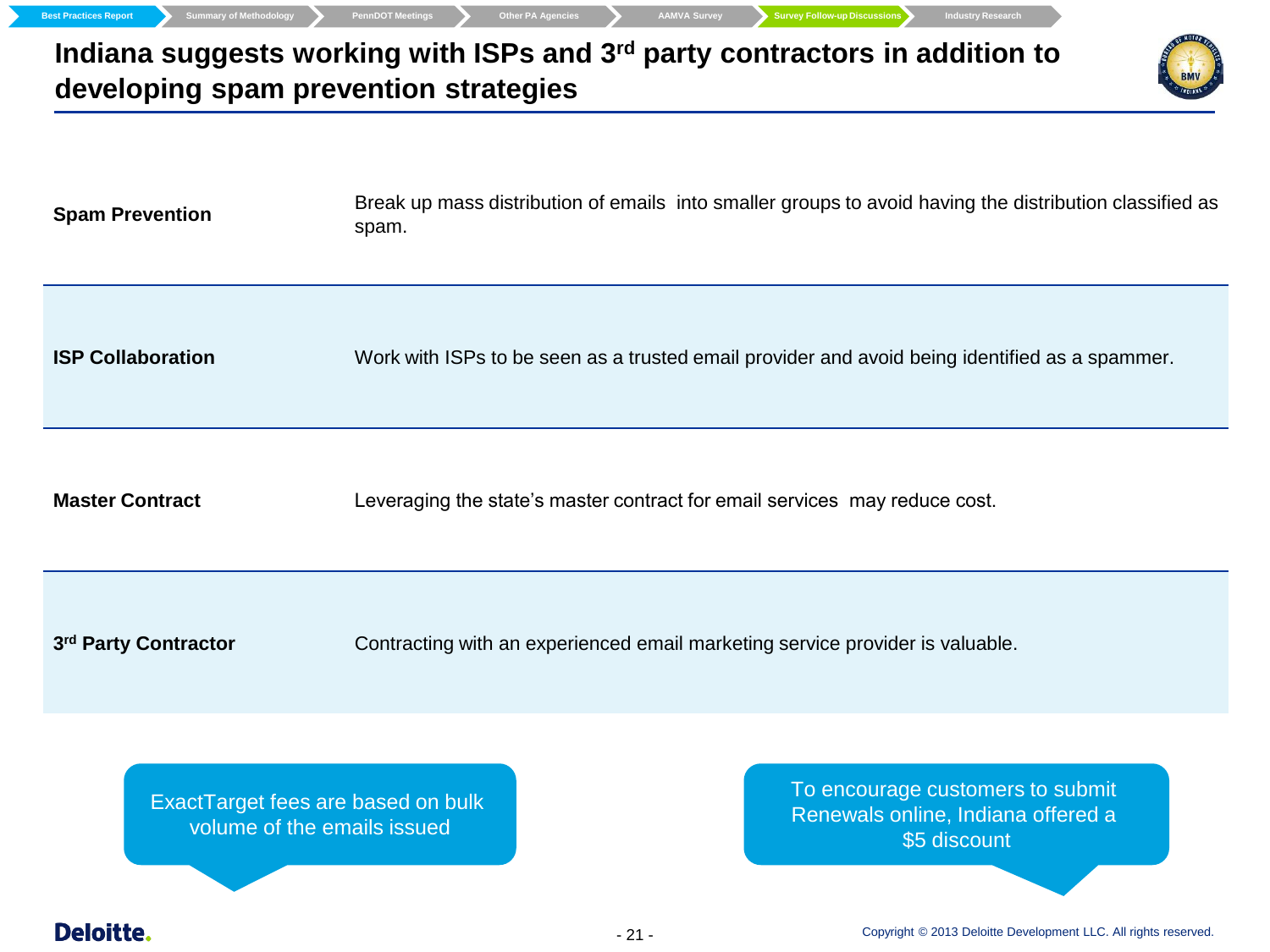# Indiana suggests working with ISPs and 3rd party contractors in addition to developing spam prevention strategies

| | |
|---|---|
| **Spam Prevention** | Break up mass distribution of emails into smaller groups to avoid having the distribution classified as spam. |
| **ISP Collaboration** | Work with ISPs to be seen as a trusted email provider and avoid being identified as a spammer. |
| **Master Contract** | Leveraging the state's master contract for email services may reduce cost. |
| **3rd Party Contractor** | Contracting with an experienced email marketing service provider is valuable. |

ExactTarget fees are based on bulk volume of the emails issued

To encourage customers to submit Renewals online, Indiana offered a $5 discount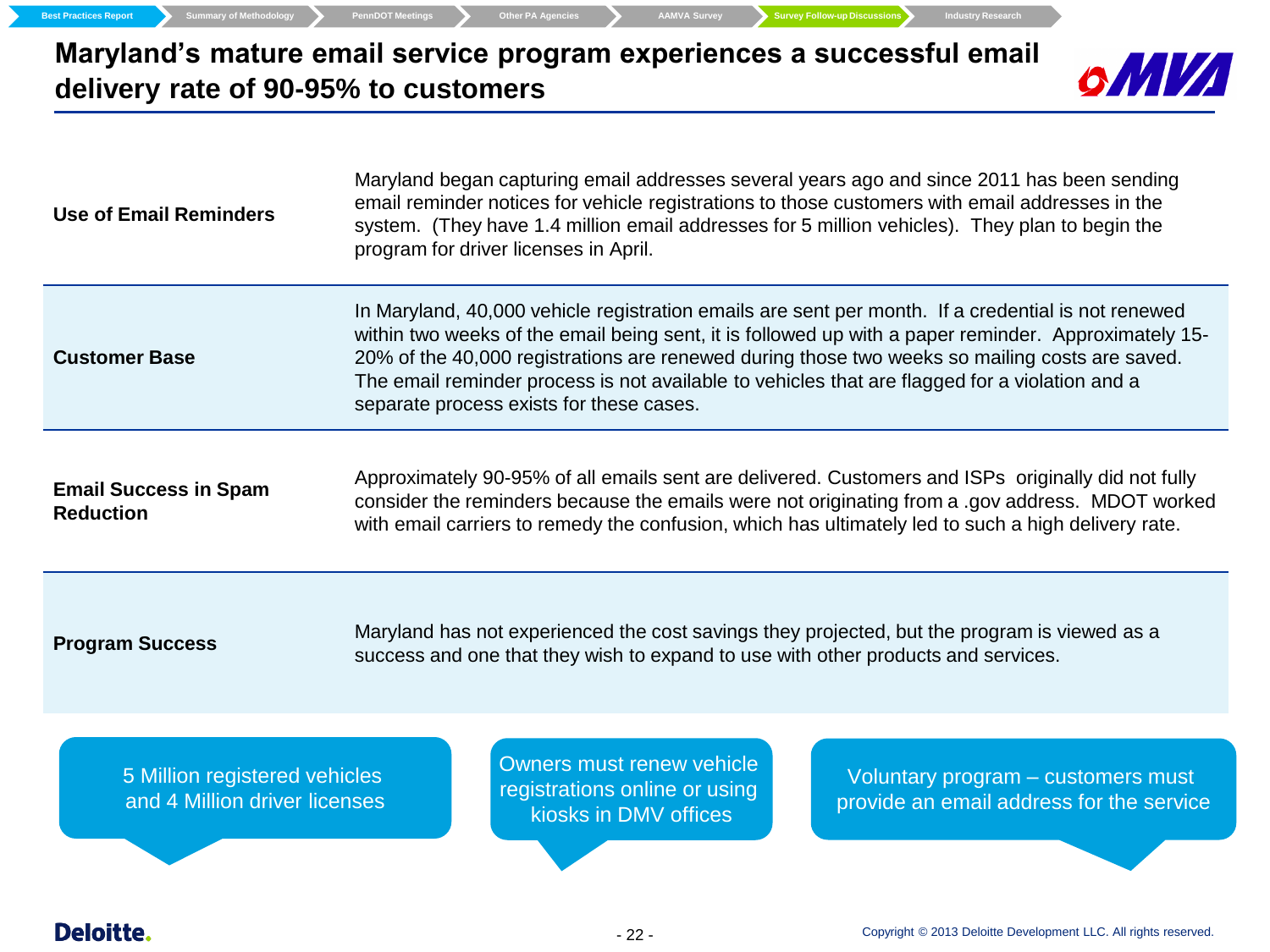# Maryland's mature email service program experiences a successful email delivery rate of 90-95% to customers

| | |
|---|---|
| **Use of Email Reminders** | Maryland began capturing email addresses several years ago and since 2011 has been sending email reminder notices for vehicle registrations to those customers with email addresses in the system. (They have 1.4 million email addresses for 5 million vehicles). They plan to begin the program for driver licenses in April. |
| **Customer Base** | In Maryland, 40,000 vehicle registration emails are sent per month. If a credential is not renewed within two weeks of the email being sent, it is followed up with a paper reminder. Approximately 15-20% of the 40,000 registrations are renewed during those two weeks so mailing costs are saved. The email reminder process is not available to vehicles that are flagged for a violation and a separate process exists for these cases. |
| **Email Success in Spam Reduction** | Approximately 90-95% of all emails sent are delivered. Customers and ISPs originally did not fully consider the reminders because the emails were not originating from a .gov address. MDOT worked with email carriers to remedy the confusion, which has ultimately led to such a high delivery rate. |
| **Program Success** | Maryland has not experienced the cost savings they projected, but the program is viewed as a success and one that they wish to expand to use with other products and services. |

- 5 Million registered vehicles and 4 Million driver licenses
- Owners must renew vehicle registrations online or using kiosks in DMV offices
- Voluntary program – customers must provide an email address for the service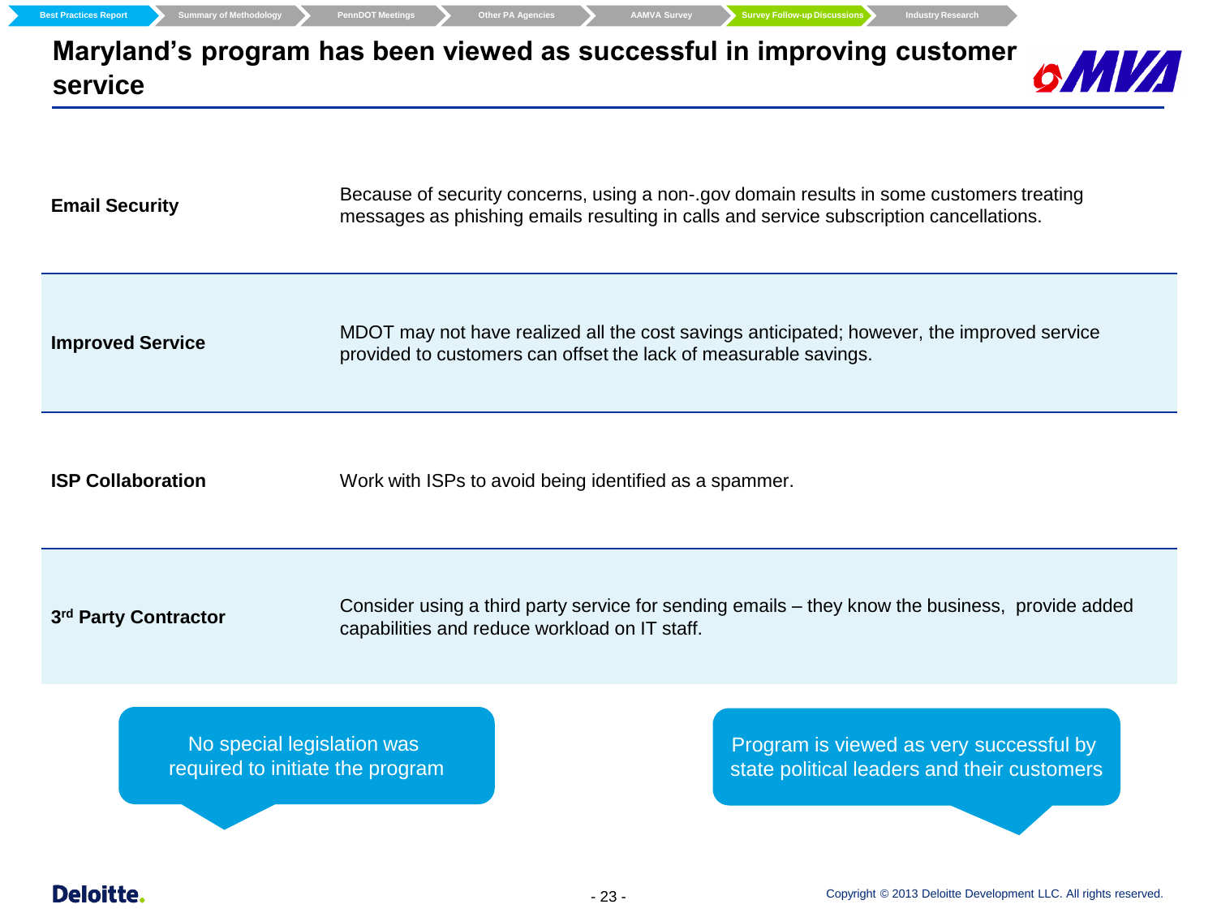# Maryland's program has been viewed as successful in improving customer service

| | |
|---|---|
| **Email Security** | Because of security concerns, using a non-.gov domain results in some customers treating messages as phishing emails resulting in calls and service subscription cancellations. |
| **Improved Service** | MDOT may not have realized all the cost savings anticipated; however, the improved service provided to customers can offset the lack of measurable savings. |
| **ISP Collaboration** | Work with ISPs to avoid being identified as a spammer. |
| **3rd Party Contractor** | Consider using a third party service for sending emails – they know the business, provide added capabilities and reduce workload on IT staff. |

No special legislation was required to initiate the program

Program is viewed as very successful by state political leaders and their customers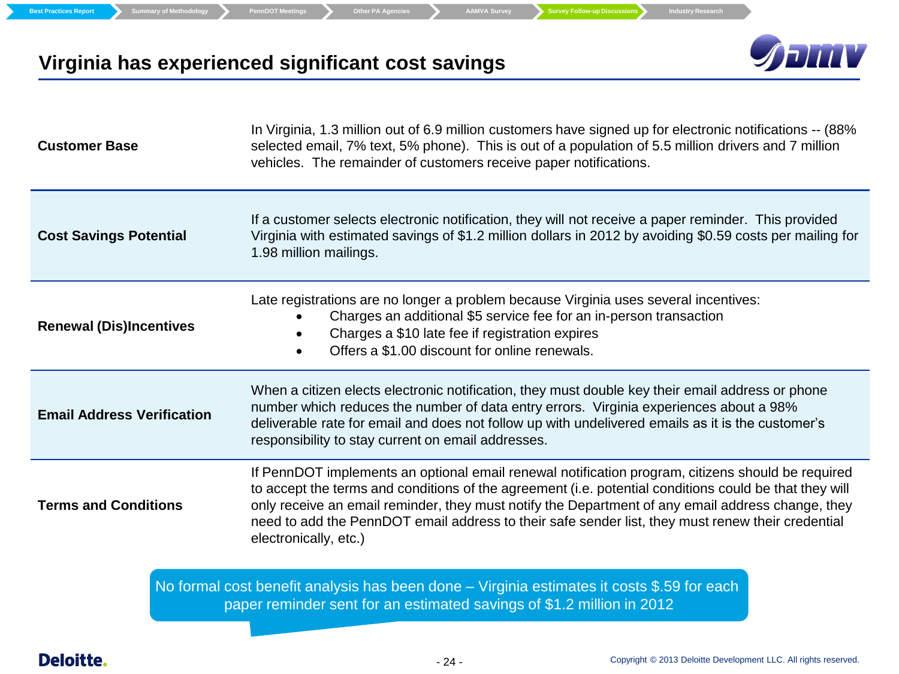# Virginia has experienced significant cost savings

| | |
|---|---|
| **Customer Base** | In Virginia, 1.3 million out of 6.9 million customers have signed up for electronic notifications -- (88% selected email, 7% text, 5% phone). This is out of a population of 5.5 million drivers and 7 million vehicles. The remainder of customers receive paper notifications. |
| **Cost Savings Potential** | If a customer selects electronic notification, they will not receive a paper reminder. This provided Virginia with estimated savings of $1.2 million dollars in 2012 by avoiding $0.59 costs per mailing for 1.98 million mailings. |
| **Renewal (Dis)Incentives** | Late registrations are no longer a problem because Virginia uses several incentives: • Charges an additional $5 service fee for an in-person transaction • Charges a $10 late fee if registration expires • Offers a $1.00 discount for online renewals. |
| **Email Address Verification** | When a citizen elects electronic notification, they must double key their email address or phone number which reduces the number of data entry errors. Virginia experiences about a 98% deliverable rate for email and does not follow up with undelivered emails as it is the customer's responsibility to stay current on email addresses. |
| **Terms and Conditions** | If PennDOT implements an optional email renewal notification program, citizens should be required to accept the terms and conditions of the agreement (i.e. potential conditions could be that they will only receive an email reminder, they must notify the Department of any email address change, they need to add the PennDOT email address to their safe sender list, they must renew their credential electronically, etc.) |

No formal cost benefit analysis has been done – Virginia estimates it costs $.59 for each paper reminder sent for an estimated savings of $1.2 million in 2012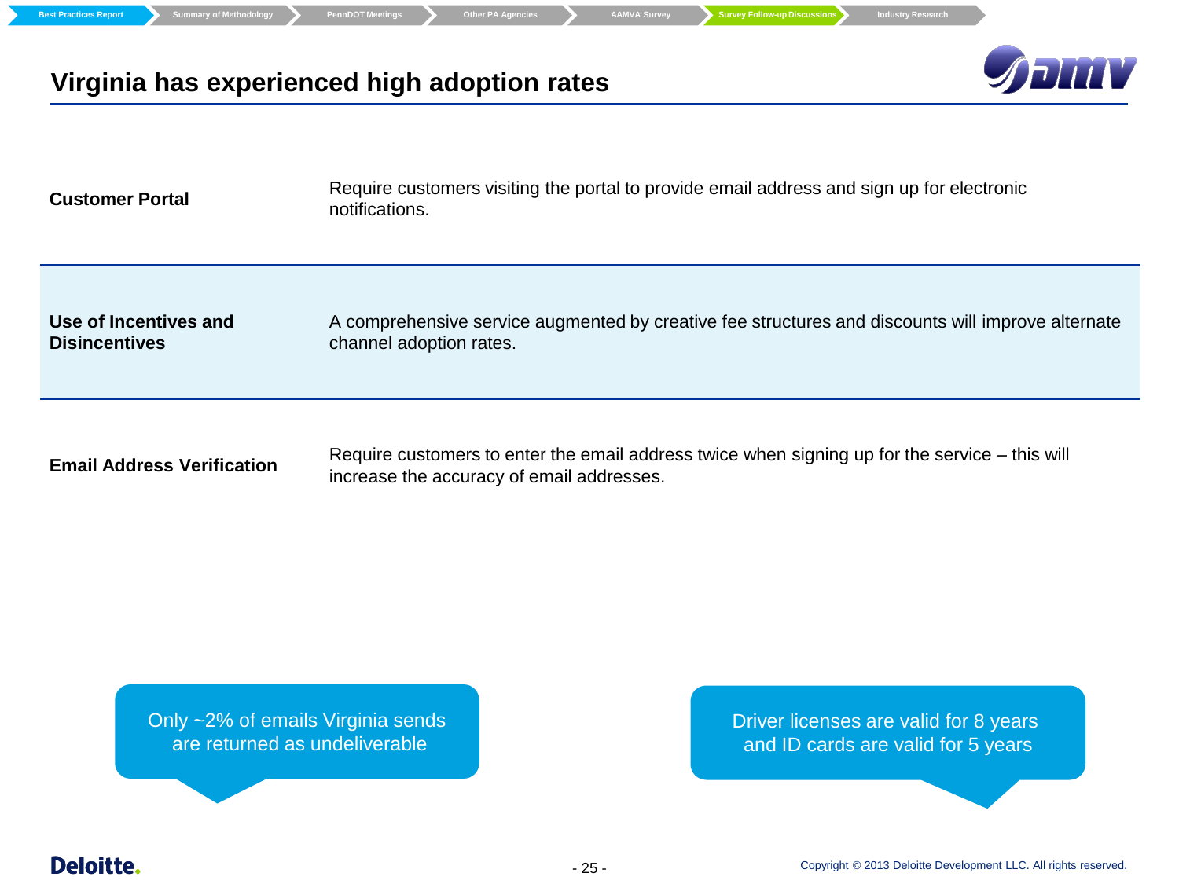# Virginia has experienced high adoption rates

| | |
|---|---|
| **Customer Portal** | Require customers visiting the portal to provide email address and sign up for electronic notifications. |
| **Use of Incentives and Disincentives** | A comprehensive service augmented by creative fee structures and discounts will improve alternate channel adoption rates. |
| **Email Address Verification** | Require customers to enter the email address twice when signing up for the service – this will increase the accuracy of email addresses. |

Only ~2% of emails Virginia sends are returned as undeliverable

Driver licenses are valid for 8 years and ID cards are valid for 5 years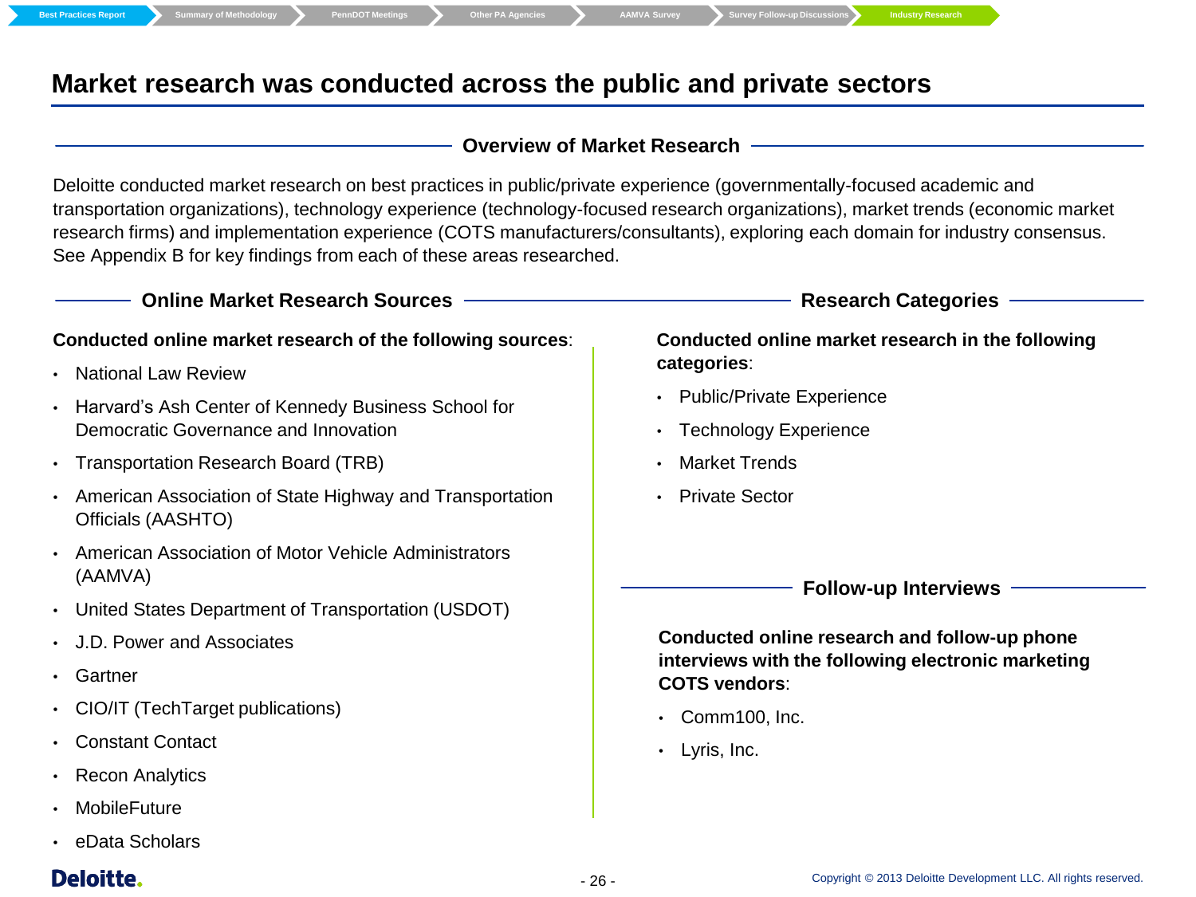# Market research was conducted across the public and private sectors

## Overview of Market Research

Deloitte conducted market research on best practices in public/private experience (governmentally-focused academic and transportation organizations), technology experience (technology-focused research organizations), market trends (economic market research firms) and implementation experience (COTS manufacturers/consultants), exploring each domain for industry consensus. See Appendix B for key findings from each of these areas researched.

## Online Market Research Sources

**Conducted online market research of the following sources**:

- National Law Review
- Harvard's Ash Center of Kennedy Business School for Democratic Governance and Innovation
- Transportation Research Board (TRB)
- American Association of State Highway and Transportation Officials (AASHTO)
- American Association of Motor Vehicle Administrators (AAMVA)
- United States Department of Transportation (USDOT)
- J.D. Power and Associates
- Gartner
- CIO/IT (TechTarget publications)
- Constant Contact
- Recon Analytics
- MobileFuture
- eData Scholars

## Research Categories

**Conducted online market research in the following categories**:

- Public/Private Experience
- Technology Experience
- Market Trends
- Private Sector

## Follow-up Interviews

**Conducted online research and follow-up phone interviews with the following electronic marketing COTS vendors**:

- Comm100, Inc.
- Lyris, Inc.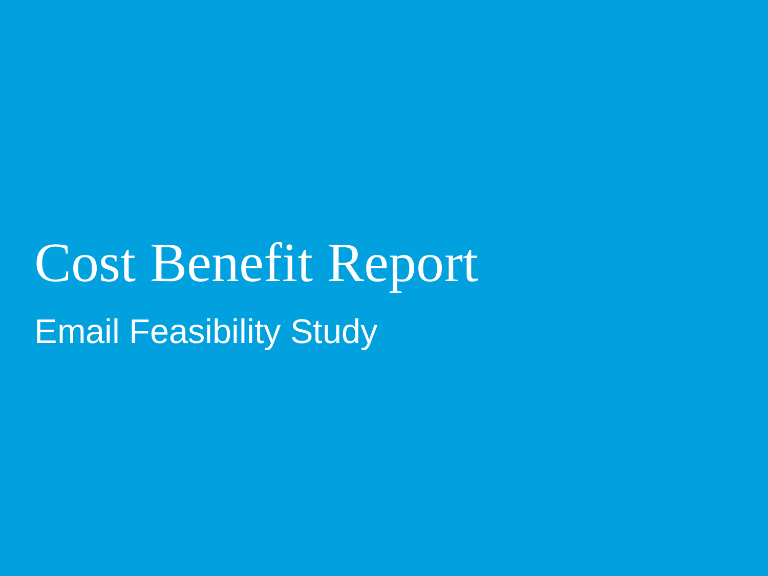# Cost Benefit Report

## Email Feasibility Study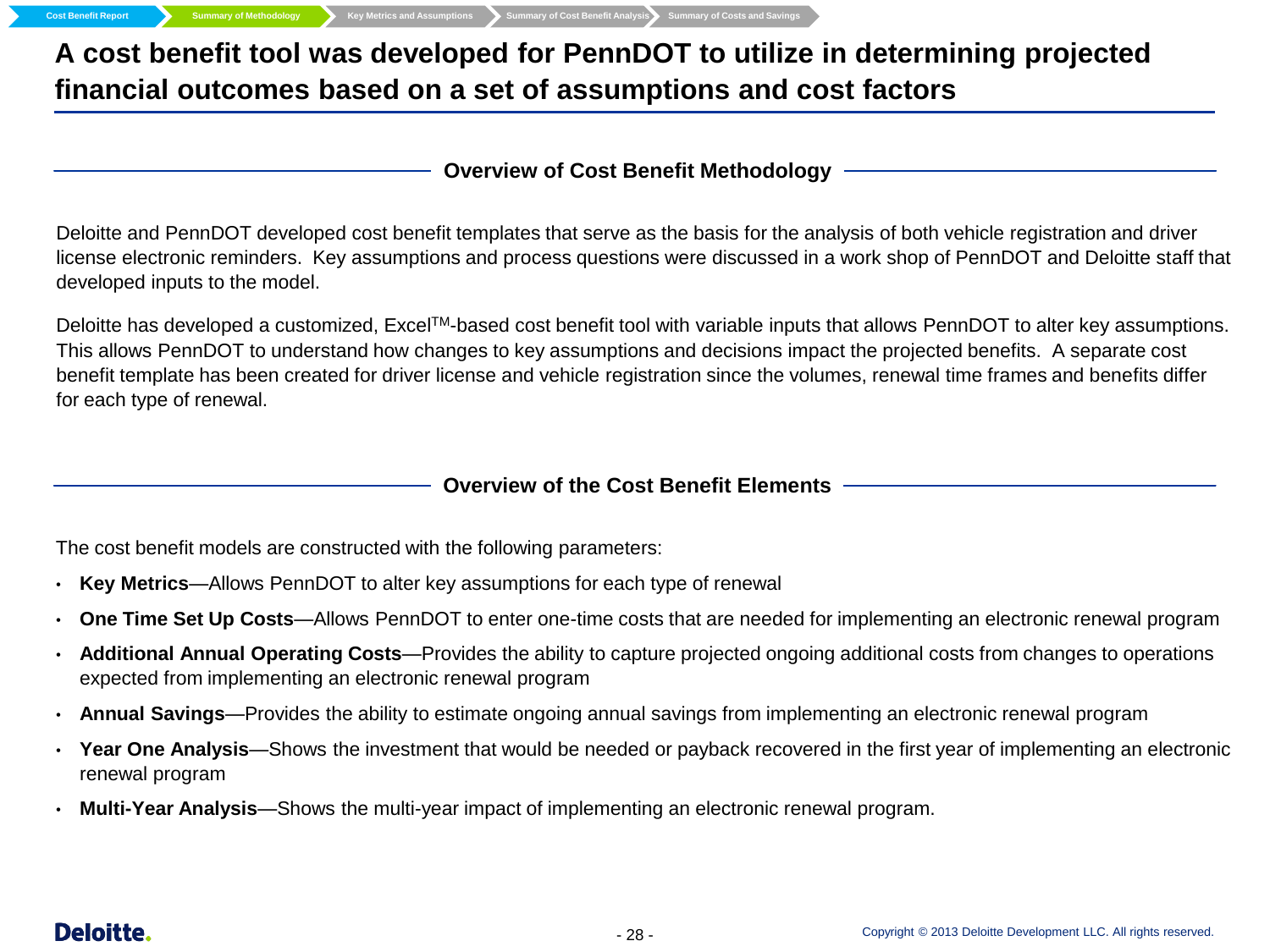# A cost benefit tool was developed for PennDOT to utilize in determining projected financial outcomes based on a set of assumptions and cost factors

## Overview of Cost Benefit Methodology

Deloitte and PennDOT developed cost benefit templates that serve as the basis for the analysis of both vehicle registration and driver license electronic reminders. Key assumptions and process questions were discussed in a work shop of PennDOT and Deloitte staff that developed inputs to the model.

Deloitte has developed a customized, Excel™-based cost benefit tool with variable inputs that allows PennDOT to alter key assumptions. This allows PennDOT to understand how changes to key assumptions and decisions impact the projected benefits. A separate cost benefit template has been created for driver license and vehicle registration since the volumes, renewal time frames and benefits differ for each type of renewal.

## Overview of the Cost Benefit Elements

The cost benefit models are constructed with the following parameters:

- **Key Metrics**—Allows PennDOT to alter key assumptions for each type of renewal
- **One Time Set Up Costs**—Allows PennDOT to enter one-time costs that are needed for implementing an electronic renewal program
- **Additional Annual Operating Costs**—Provides the ability to capture projected ongoing additional costs from changes to operations expected from implementing an electronic renewal program
- **Annual Savings**—Provides the ability to estimate ongoing annual savings from implementing an electronic renewal program
- **Year One Analysis**—Shows the investment that would be needed or payback recovered in the first year of implementing an electronic renewal program
- **Multi-Year Analysis**—Shows the multi-year impact of implementing an electronic renewal program.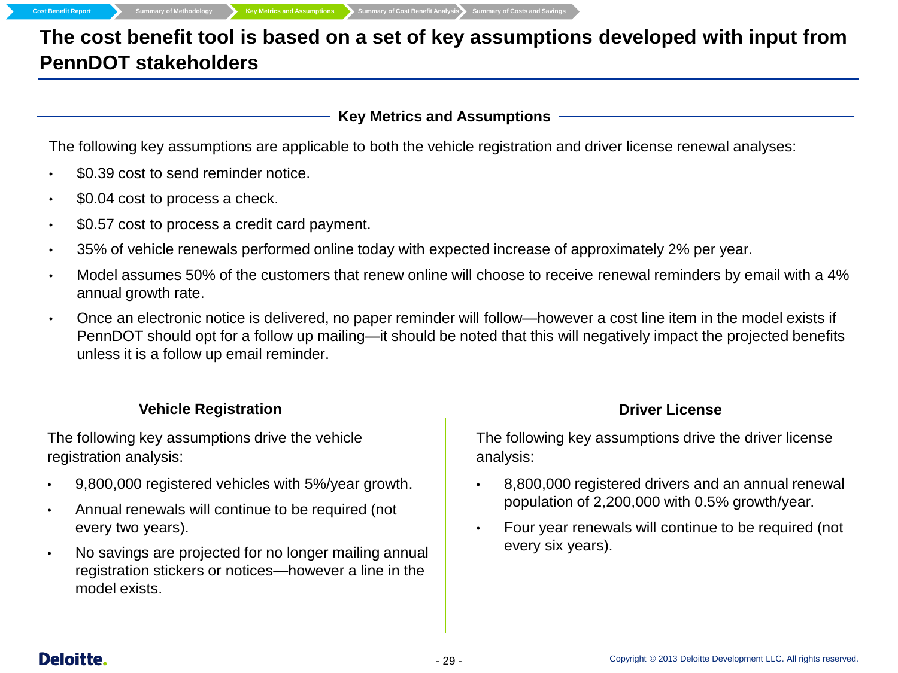# The cost benefit tool is based on a set of key assumptions developed with input from PennDOT stakeholders

## Key Metrics and Assumptions

The following key assumptions are applicable to both the vehicle registration and driver license renewal analyses:

- $0.39 cost to send reminder notice.
- $0.04 cost to process a check.
- $0.57 cost to process a credit card payment.
- 35% of vehicle renewals performed online today with expected increase of approximately 2% per year.
- Model assumes 50% of the customers that renew online will choose to receive renewal reminders by email with a 4% annual growth rate.
- Once an electronic notice is delivered, no paper reminder will follow—however a cost line item in the model exists if PennDOT should opt for a follow up mailing—it should be noted that this will negatively impact the projected benefits unless it is a follow up email reminder.

### Vehicle Registration

The following key assumptions drive the vehicle registration analysis:

- 9,800,000 registered vehicles with 5%/year growth.
- Annual renewals will continue to be required (not every two years).
- No savings are projected for no longer mailing annual registration stickers or notices—however a line in the model exists.

### Driver License

The following key assumptions drive the driver license analysis:

- 8,800,000 registered drivers and an annual renewal population of 2,200,000 with 0.5% growth/year.
- Four year renewals will continue to be required (not every six years).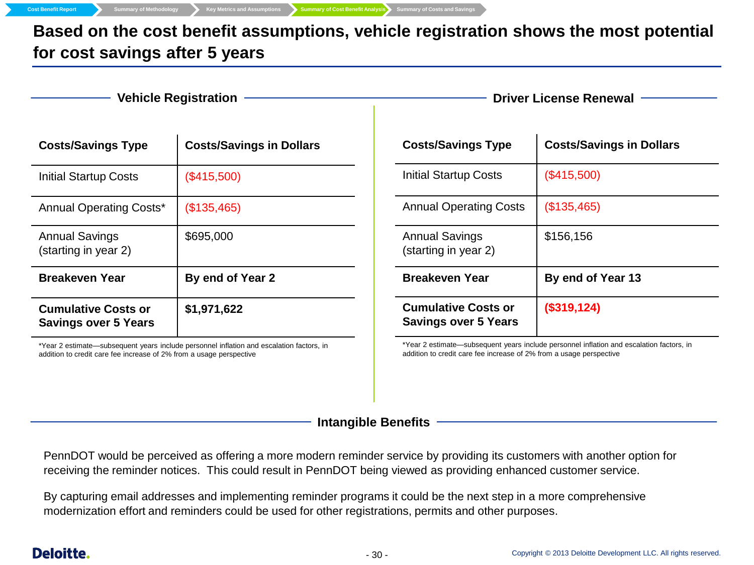Cost Benefit Report > Summary of Methodology > Key Metrics and Assumptions > Summary of Cost Benefit Analysis > Summary of Costs and Savings

# Based on the cost benefit assumptions, vehicle registration shows the most potential for cost savings after 5 years

## Vehicle Registration

| Costs/Savings Type | Costs/Savings in Dollars |
|---|---|
| Initial Startup Costs | ($415,500) |
| Annual Operating Costs* | ($135,465) |
| Annual Savings (starting in year 2) | $695,000 |
| **Breakeven Year** | **By end of Year 2** |
| **Cumulative Costs or Savings over 5 Years** | **$1,971,622** |

*Year 2 estimate—subsequent years include personnel inflation and escalation factors, in addition to credit care fee increase of 2% from a usage perspective

## Driver License Renewal

| Costs/Savings Type | Costs/Savings in Dollars |
|---|---|
| Initial Startup Costs | ($415,500) |
| Annual Operating Costs | ($135,465) |
| Annual Savings (starting in year 2) | $156,156 |
| **Breakeven Year** | **By end of Year 13** |
| **Cumulative Costs or Savings over 5 Years** | **($319,124)** |

*Year 2 estimate—subsequent years include personnel inflation and escalation factors, in addition to credit care fee increase of 2% from a usage perspective

## Intangible Benefits

PennDOT would be perceived as offering a more modern reminder service by providing its customers with another option for receiving the reminder notices. This could result in PennDOT being viewed as providing enhanced customer service.

By capturing email addresses and implementing reminder programs it could be the next step in a more comprehensive modernization effort and reminders could be used for other registrations, permits and other purposes.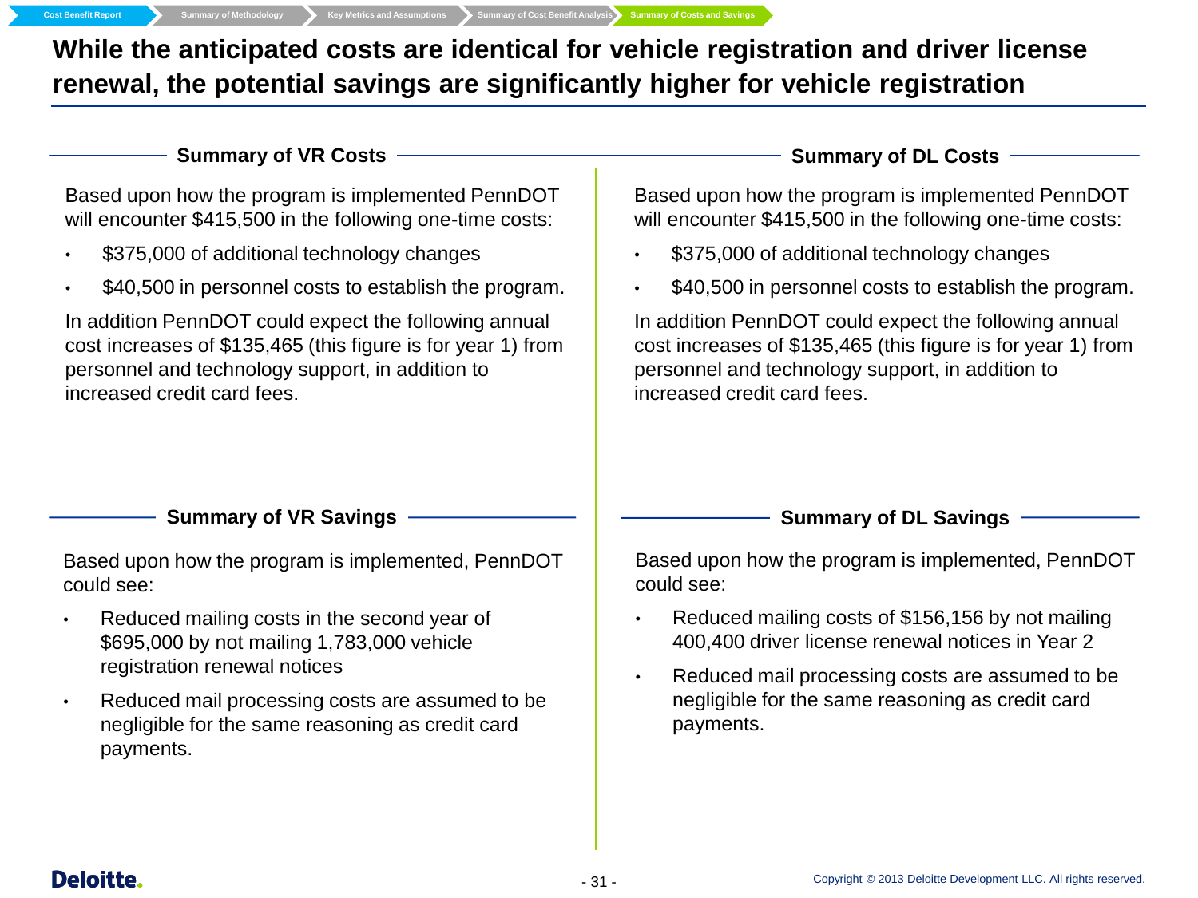# While the anticipated costs are identical for vehicle registration and driver license renewal, the potential savings are significantly higher for vehicle registration

## Summary of VR Costs

Based upon how the program is implemented PennDOT will encounter $415,500 in the following one-time costs:

- $375,000 of additional technology changes
- $40,500 in personnel costs to establish the program.

In addition PennDOT could expect the following annual cost increases of $135,465 (this figure is for year 1) from personnel and technology support, in addition to increased credit card fees.

## Summary of VR Savings

Based upon how the program is implemented, PennDOT could see:

- Reduced mailing costs in the second year of $695,000 by not mailing 1,783,000 vehicle registration renewal notices
- Reduced mail processing costs are assumed to be negligible for the same reasoning as credit card payments.

## Summary of DL Costs

Based upon how the program is implemented PennDOT will encounter $415,500 in the following one-time costs:

- $375,000 of additional technology changes
- $40,500 in personnel costs to establish the program.

In addition PennDOT could expect the following annual cost increases of $135,465 (this figure is for year 1) from personnel and technology support, in addition to increased credit card fees.

## Summary of DL Savings

Based upon how the program is implemented, PennDOT could see:

- Reduced mailing costs of $156,156 by not mailing 400,400 driver license renewal notices in Year 2
- Reduced mail processing costs are assumed to be negligible for the same reasoning as credit card payments.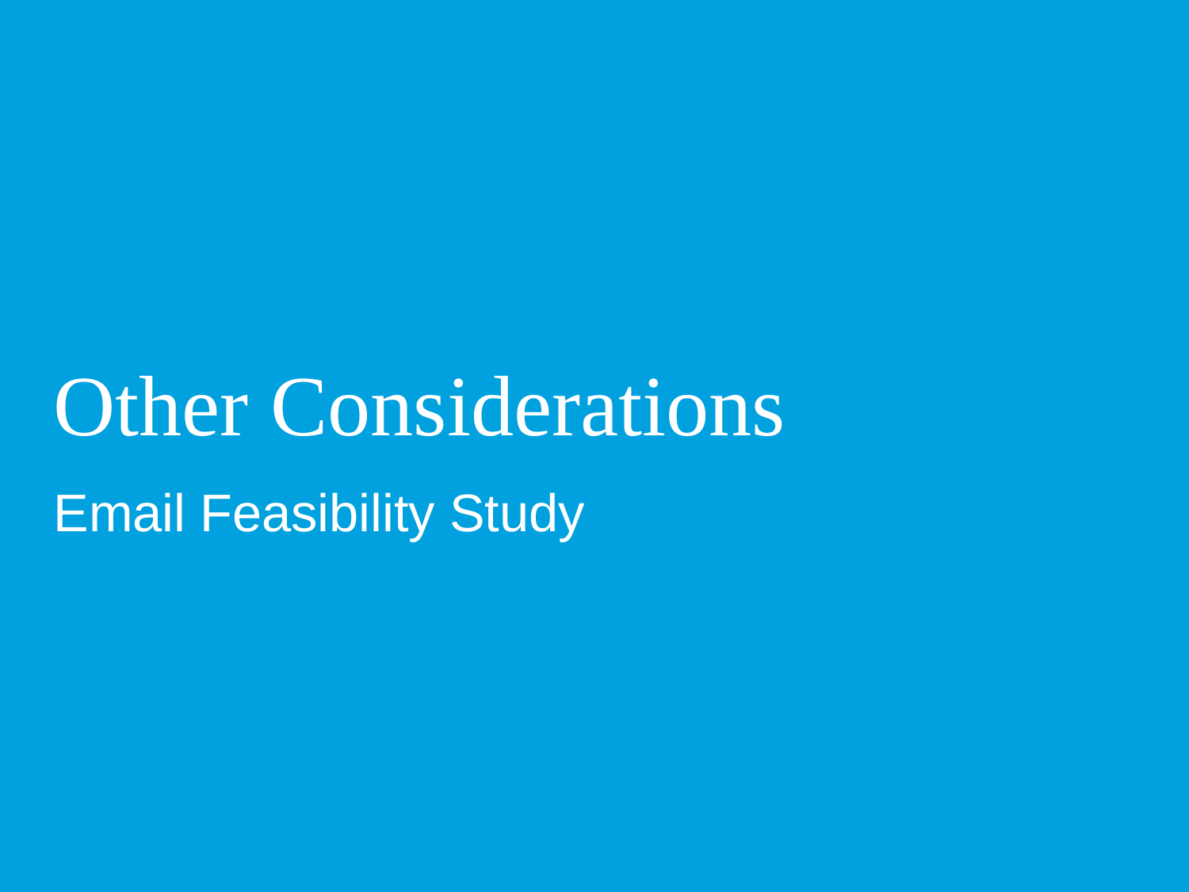# Other Considerations

Email Feasibility Study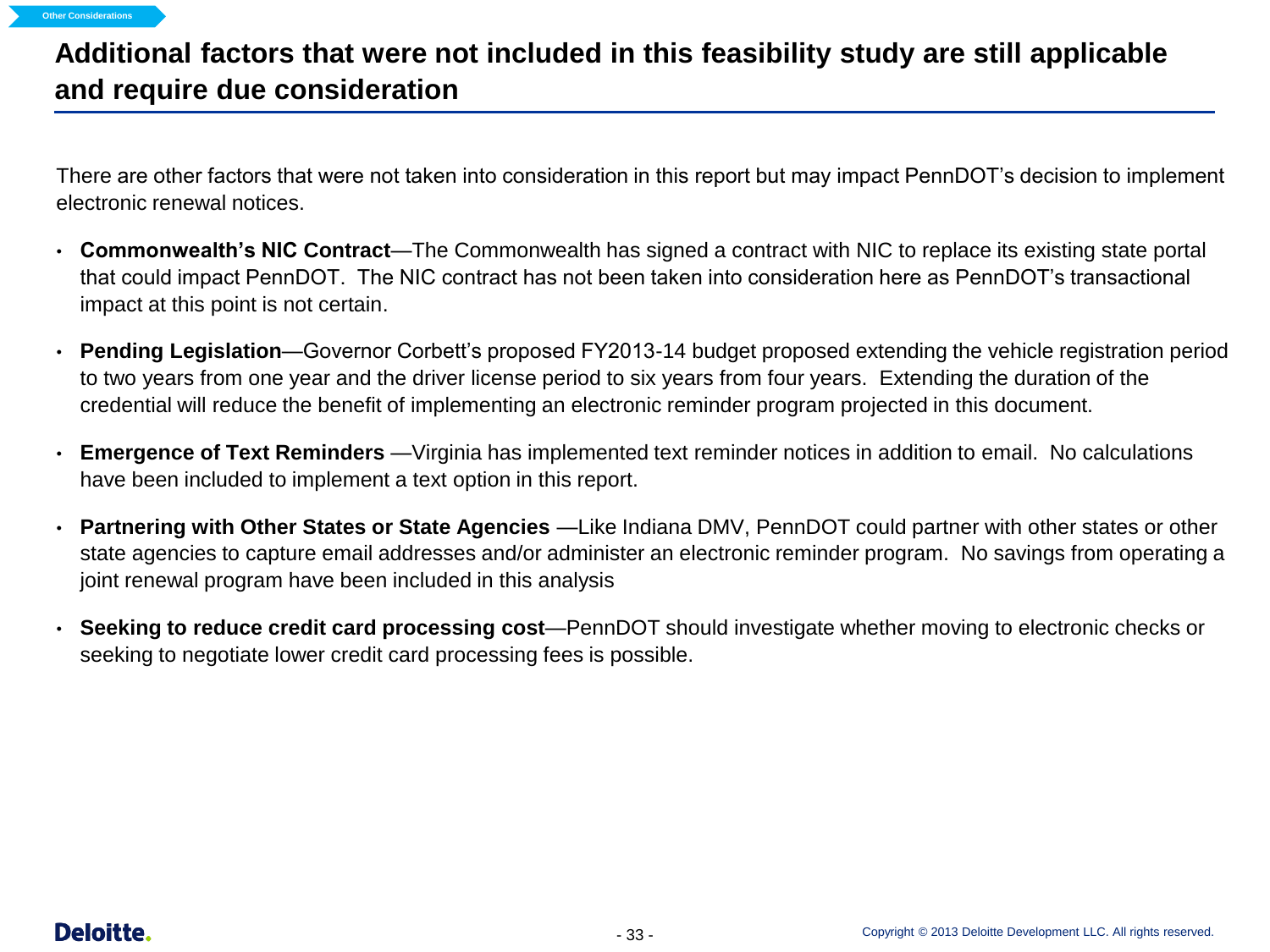# Additional factors that were not included in this feasibility study are still applicable and require due consideration

There are other factors that were not taken into consideration in this report but may impact PennDOT's decision to implement electronic renewal notices.

- **Commonwealth's NIC Contract**—The Commonwealth has signed a contract with NIC to replace its existing state portal that could impact PennDOT. The NIC contract has not been taken into consideration here as PennDOT's transactional impact at this point is not certain.
- **Pending Legislation**—Governor Corbett's proposed FY2013-14 budget proposed extending the vehicle registration period to two years from one year and the driver license period to six years from four years. Extending the duration of the credential will reduce the benefit of implementing an electronic reminder program projected in this document.
- **Emergence of Text Reminders** —Virginia has implemented text reminder notices in addition to email. No calculations have been included to implement a text option in this report.
- **Partnering with Other States or State Agencies** —Like Indiana DMV, PennDOT could partner with other states or other state agencies to capture email addresses and/or administer an electronic reminder program. No savings from operating a joint renewal program have been included in this analysis
- **Seeking to reduce credit card processing cost**—PennDOT should investigate whether moving to electronic checks or seeking to negotiate lower credit card processing fees is possible.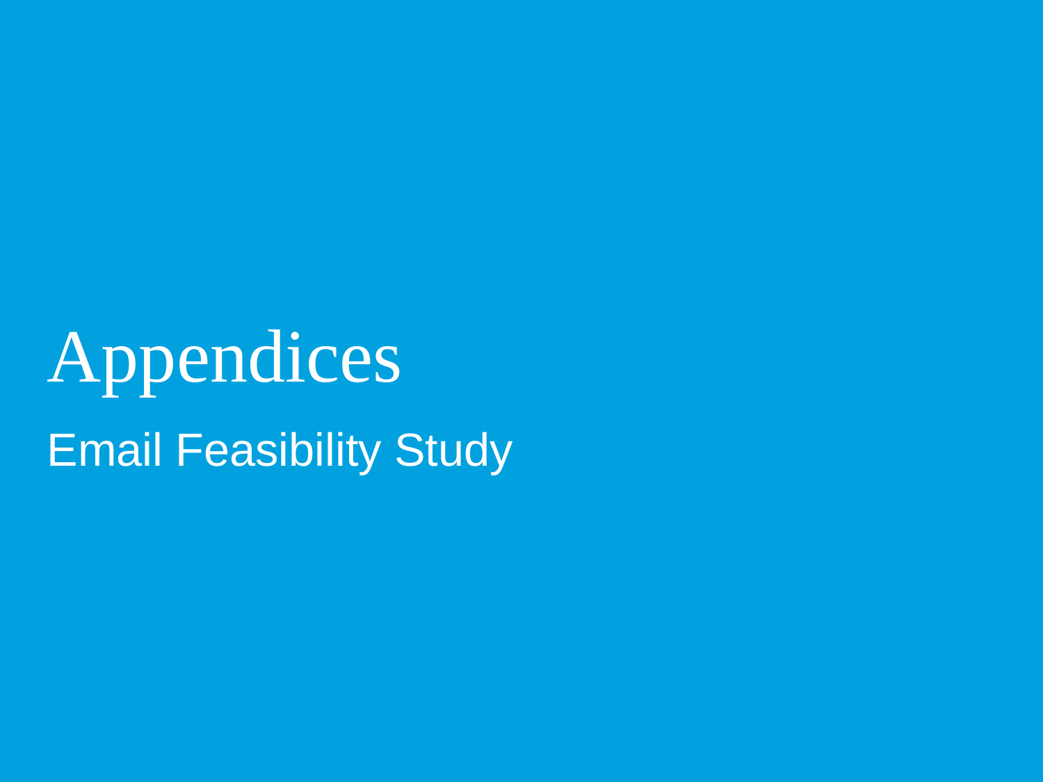# Appendices

## Email Feasibility Study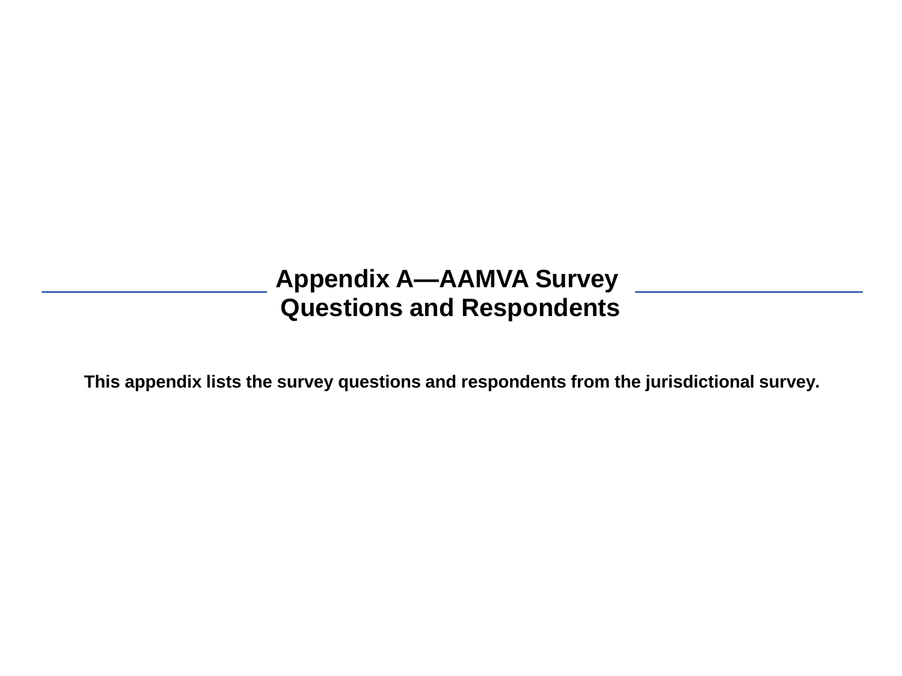# Appendix A—AAMVA Survey Questions and Respondents

**This appendix lists the survey questions and respondents from the jurisdictional survey.**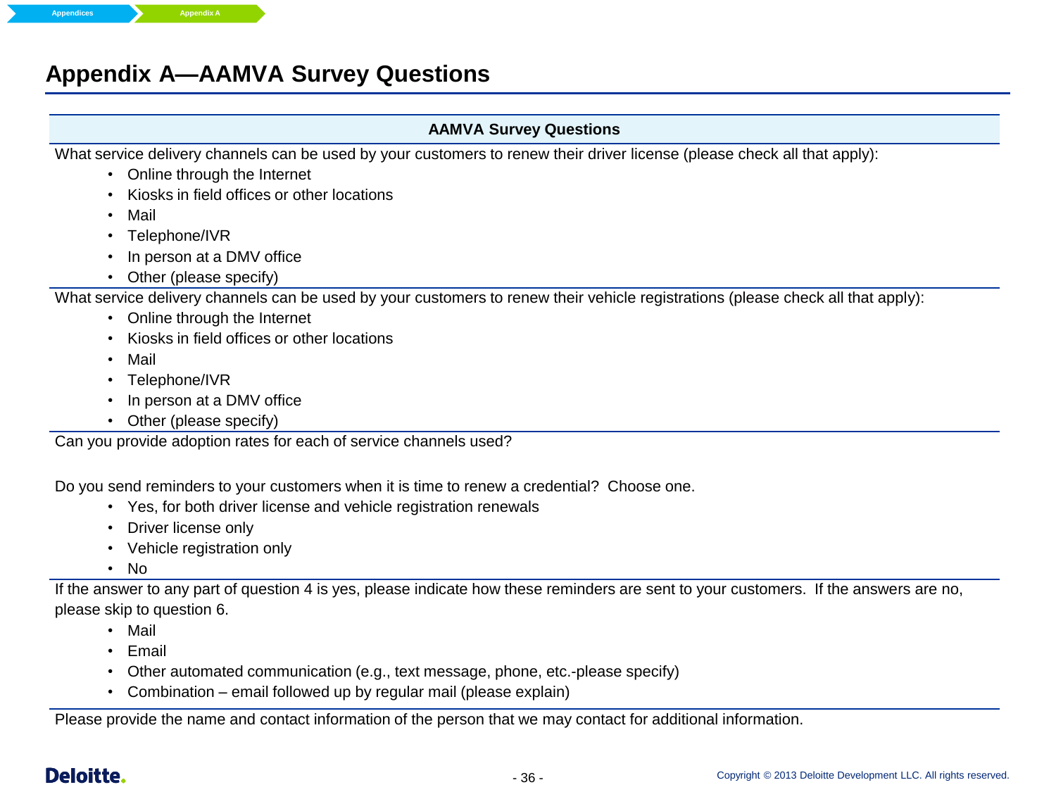# Appendix A—AAMVA Survey Questions

**AAMVA Survey Questions**

What service delivery channels can be used by your customers to renew their driver license (please check all that apply):

- Online through the Internet
- Kiosks in field offices or other locations
- Mail
- Telephone/IVR
- In person at a DMV office
- Other (please specify)

What service delivery channels can be used by your customers to renew their vehicle registrations (please check all that apply):

- Online through the Internet
- Kiosks in field offices or other locations
- Mail
- Telephone/IVR
- In person at a DMV office
- Other (please specify)

Can you provide adoption rates for each of service channels used?

Do you send reminders to your customers when it is time to renew a credential? Choose one.

- Yes, for both driver license and vehicle registration renewals
- Driver license only
- Vehicle registration only
- No

If the answer to any part of question 4 is yes, please indicate how these reminders are sent to your customers. If the answers are no, please skip to question 6.

- Mail
- Email
- Other automated communication (e.g., text message, phone, etc.-please specify)
- Combination – email followed up by regular mail (please explain)

Please provide the name and contact information of the person that we may contact for additional information.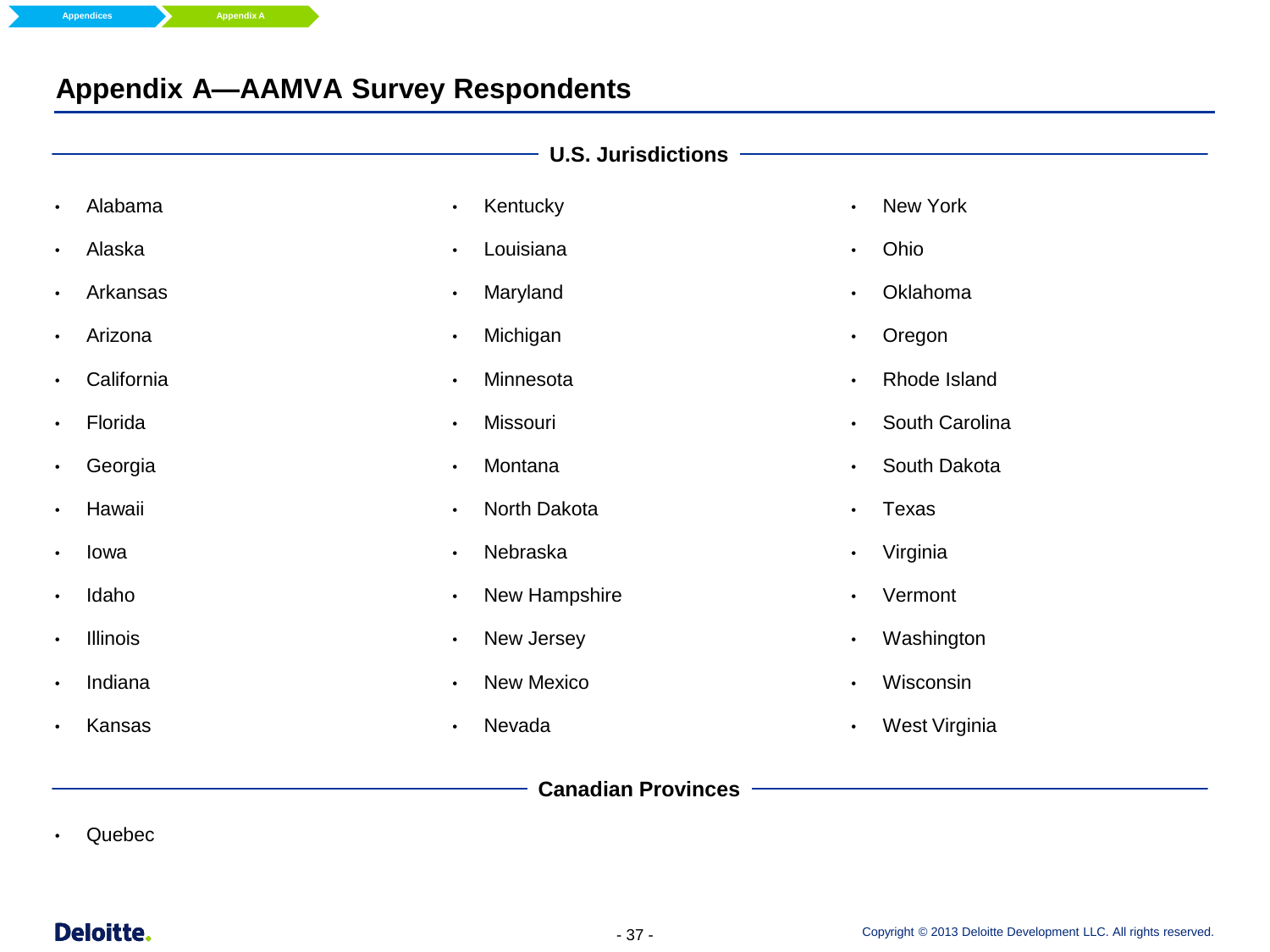# Appendix A—AAMVA Survey Respondents

## U.S. Jurisdictions

- Alabama
- Alaska
- Arkansas
- Arizona
- California
- Florida
- Georgia
- Hawaii
- Iowa
- Idaho
- Illinois
- Indiana
- Kansas
- Kentucky
- Louisiana
- Maryland
- Michigan
- Minnesota
- Missouri
- Montana
- North Dakota
- Nebraska
- New Hampshire
- New Jersey
- New Mexico
- Nevada
- New York
- Ohio
- Oklahoma
- Oregon
- Rhode Island
- South Carolina
- South Dakota
- Texas
- Virginia
- Vermont
- Washington
- Wisconsin
- West Virginia

## Canadian Provinces

- Quebec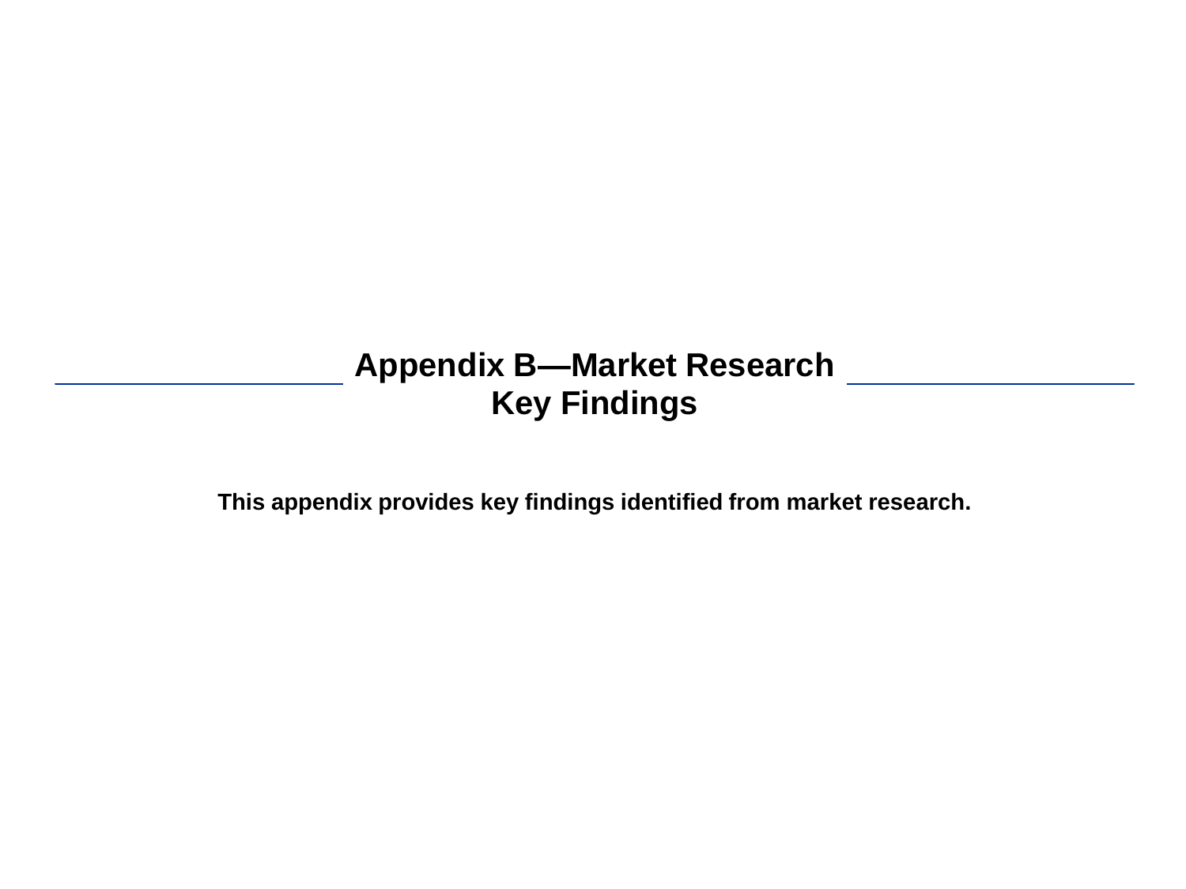# Appendix B—Market Research Key Findings

**This appendix provides key findings identified from market research.**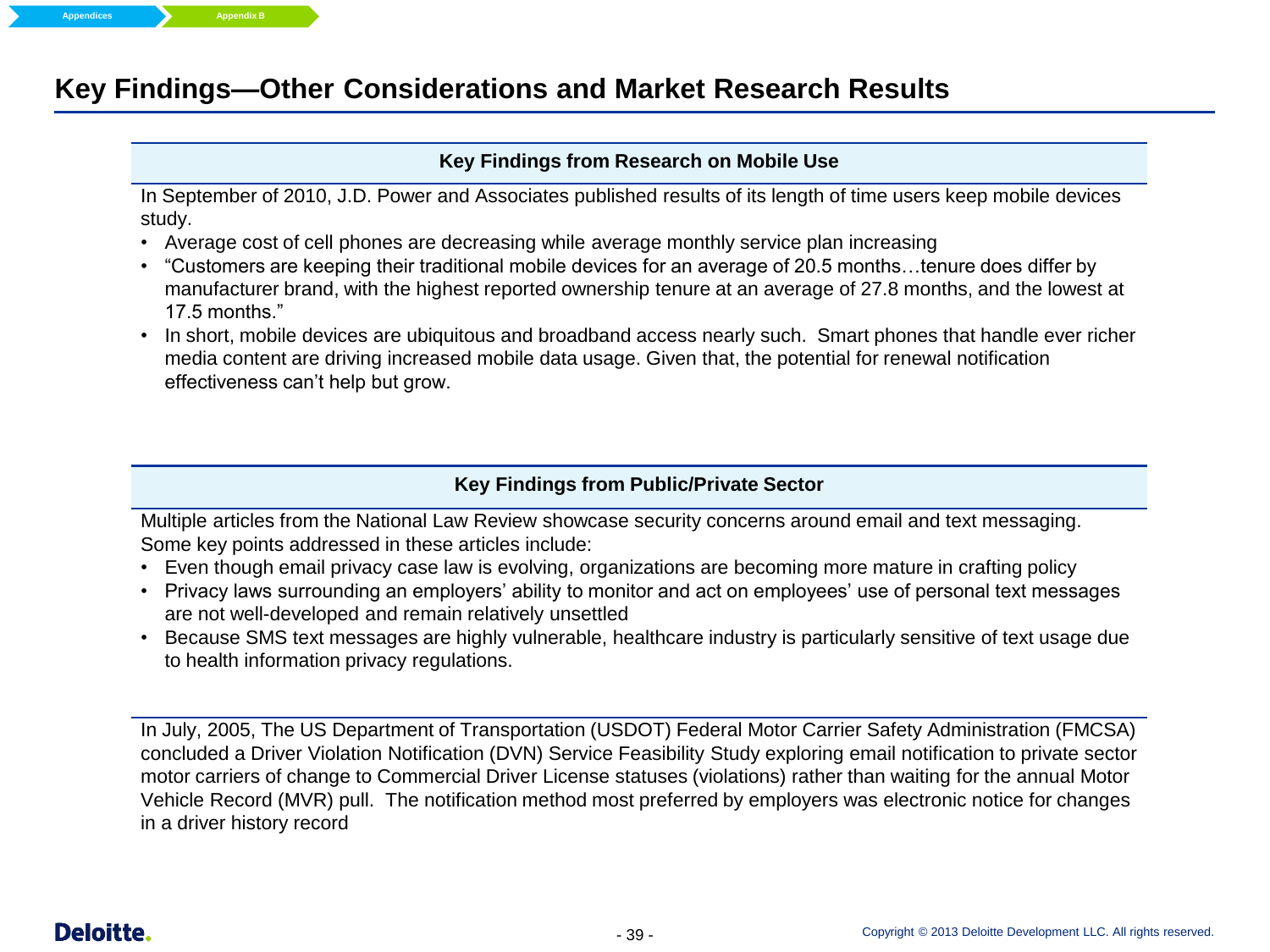# Key Findings—Other Considerations and Market Research Results

## Key Findings from Research on Mobile Use

In September of 2010, J.D. Power and Associates published results of its length of time users keep mobile devices study.

- Average cost of cell phones are decreasing while average monthly service plan increasing
- "Customers are keeping their traditional mobile devices for an average of 20.5 months…tenure does differ by manufacturer brand, with the highest reported ownership tenure at an average of 27.8 months, and the lowest at 17.5 months."
- In short, mobile devices are ubiquitous and broadband access nearly such. Smart phones that handle ever richer media content are driving increased mobile data usage. Given that, the potential for renewal notification effectiveness can't help but grow.

## Key Findings from Public/Private Sector

Multiple articles from the National Law Review showcase security concerns around email and text messaging. Some key points addressed in these articles include:

- Even though email privacy case law is evolving, organizations are becoming more mature in crafting policy
- Privacy laws surrounding an employers' ability to monitor and act on employees' use of personal text messages are not well-developed and remain relatively unsettled
- Because SMS text messages are highly vulnerable, healthcare industry is particularly sensitive of text usage due to health information privacy regulations.

In July, 2005, The US Department of Transportation (USDOT) Federal Motor Carrier Safety Administration (FMCSA) concluded a Driver Violation Notification (DVN) Service Feasibility Study exploring email notification to private sector motor carriers of change to Commercial Driver License statuses (violations) rather than waiting for the annual Motor Vehicle Record (MVR) pull. The notification method most preferred by employers was electronic notice for changes in a driver history record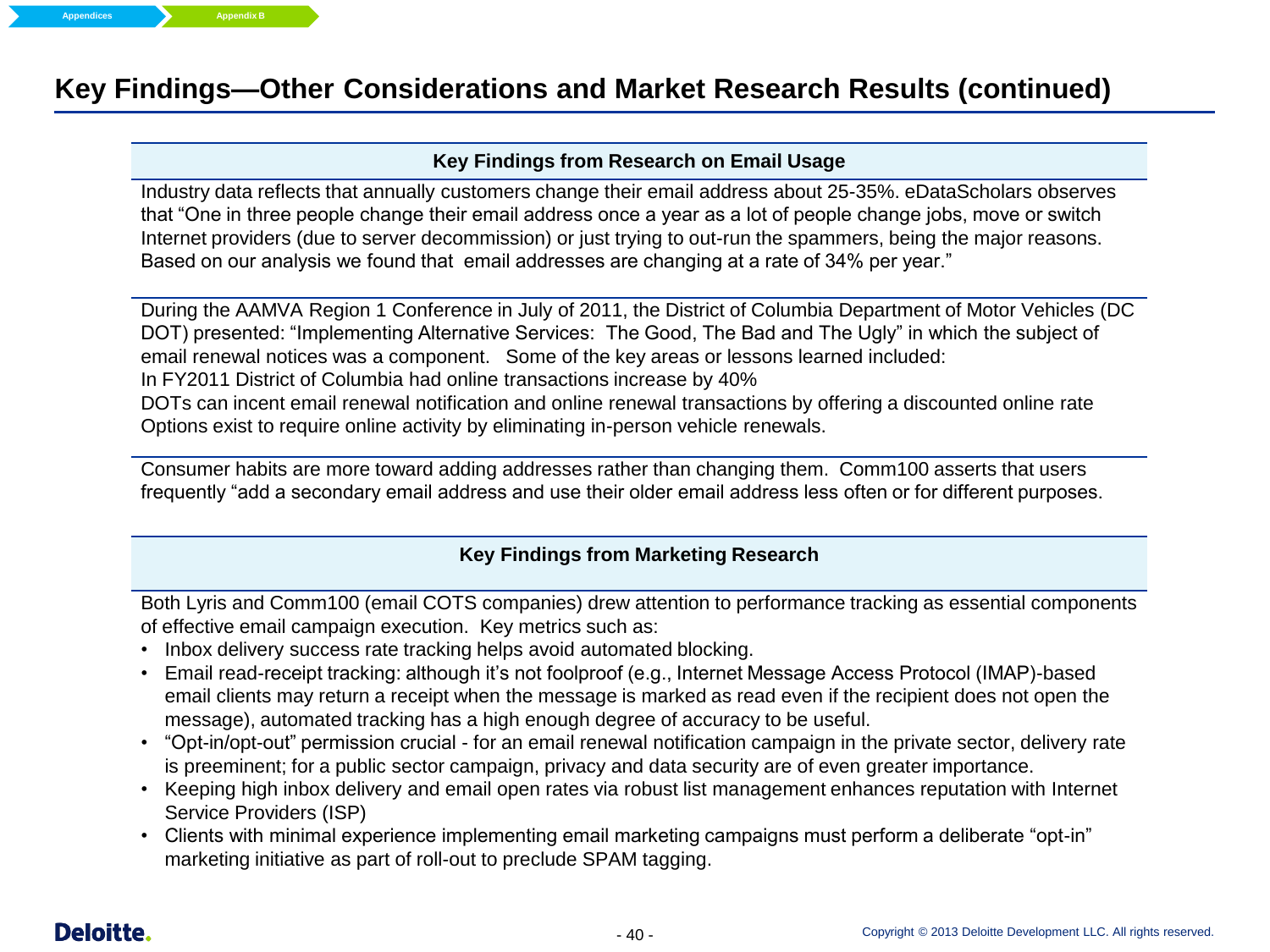# Key Findings—Other Considerations and Market Research Results (continued)

### Key Findings from Research on Email Usage

Industry data reflects that annually customers change their email address about 25-35%. eDataScholars observes that "One in three people change their email address once a year as a lot of people change jobs, move or switch Internet providers (due to server decommission) or just trying to out-run the spammers, being the major reasons. Based on our analysis we found that email addresses are changing at a rate of 34% per year."

During the AAMVA Region 1 Conference in July of 2011, the District of Columbia Department of Motor Vehicles (DC DOT) presented: "Implementing Alternative Services: The Good, The Bad and The Ugly" in which the subject of email renewal notices was a component. Some of the key areas or lessons learned included:
In FY2011 District of Columbia had online transactions increase by 40%
DOTs can incent email renewal notification and online renewal transactions by offering a discounted online rate
Options exist to require online activity by eliminating in-person vehicle renewals.

Consumer habits are more toward adding addresses rather than changing them. Comm100 asserts that users frequently "add a secondary email address and use their older email address less often or for different purposes.

### Key Findings from Marketing Research

Both Lyris and Comm100 (email COTS companies) drew attention to performance tracking as essential components of effective email campaign execution. Key metrics such as:

- Inbox delivery success rate tracking helps avoid automated blocking.
- Email read-receipt tracking: although it's not foolproof (e.g., Internet Message Access Protocol (IMAP)-based email clients may return a receipt when the message is marked as read even if the recipient does not open the message), automated tracking has a high enough degree of accuracy to be useful.
- "Opt-in/opt-out" permission crucial - for an email renewal notification campaign in the private sector, delivery rate is preeminent; for a public sector campaign, privacy and data security are of even greater importance.
- Keeping high inbox delivery and email open rates via robust list management enhances reputation with Internet Service Providers (ISP)
- Clients with minimal experience implementing email marketing campaigns must perform a deliberate "opt-in" marketing initiative as part of roll-out to preclude SPAM tagging.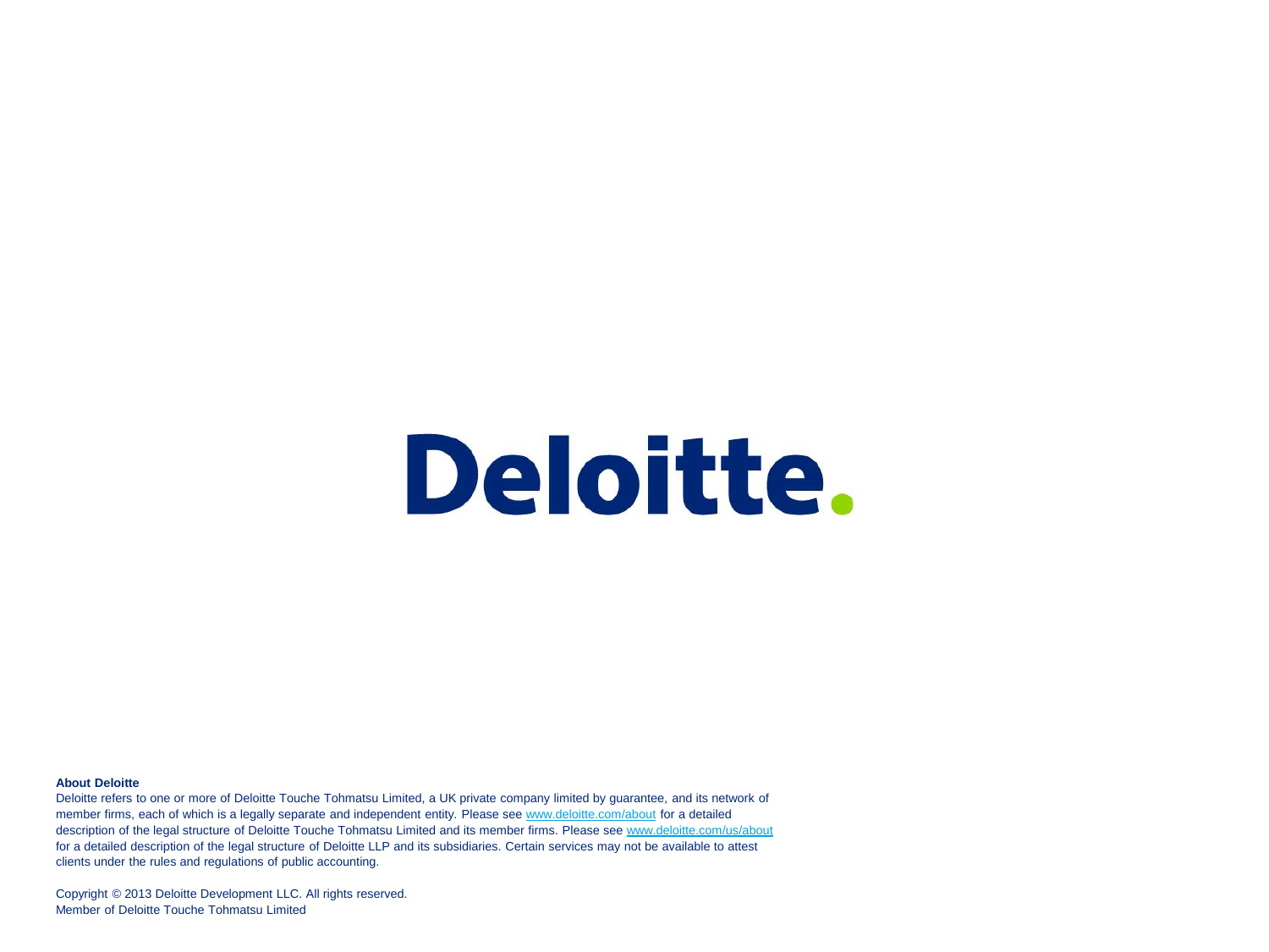Deloitte.

**About Deloitte**

Deloitte refers to one or more of Deloitte Touche Tohmatsu Limited, a UK private company limited by guarantee, and its network of member firms, each of which is a legally separate and independent entity. Please see www.deloitte.com/about for a detailed description of the legal structure of Deloitte Touche Tohmatsu Limited and its member firms. Please see www.deloitte.com/us/about for a detailed description of the legal structure of Deloitte LLP and its subsidiaries. Certain services may not be available to attest clients under the rules and regulations of public accounting.

Copyright © 2013 Deloitte Development LLC. All rights reserved.
Member of Deloitte Touche Tohmatsu Limited